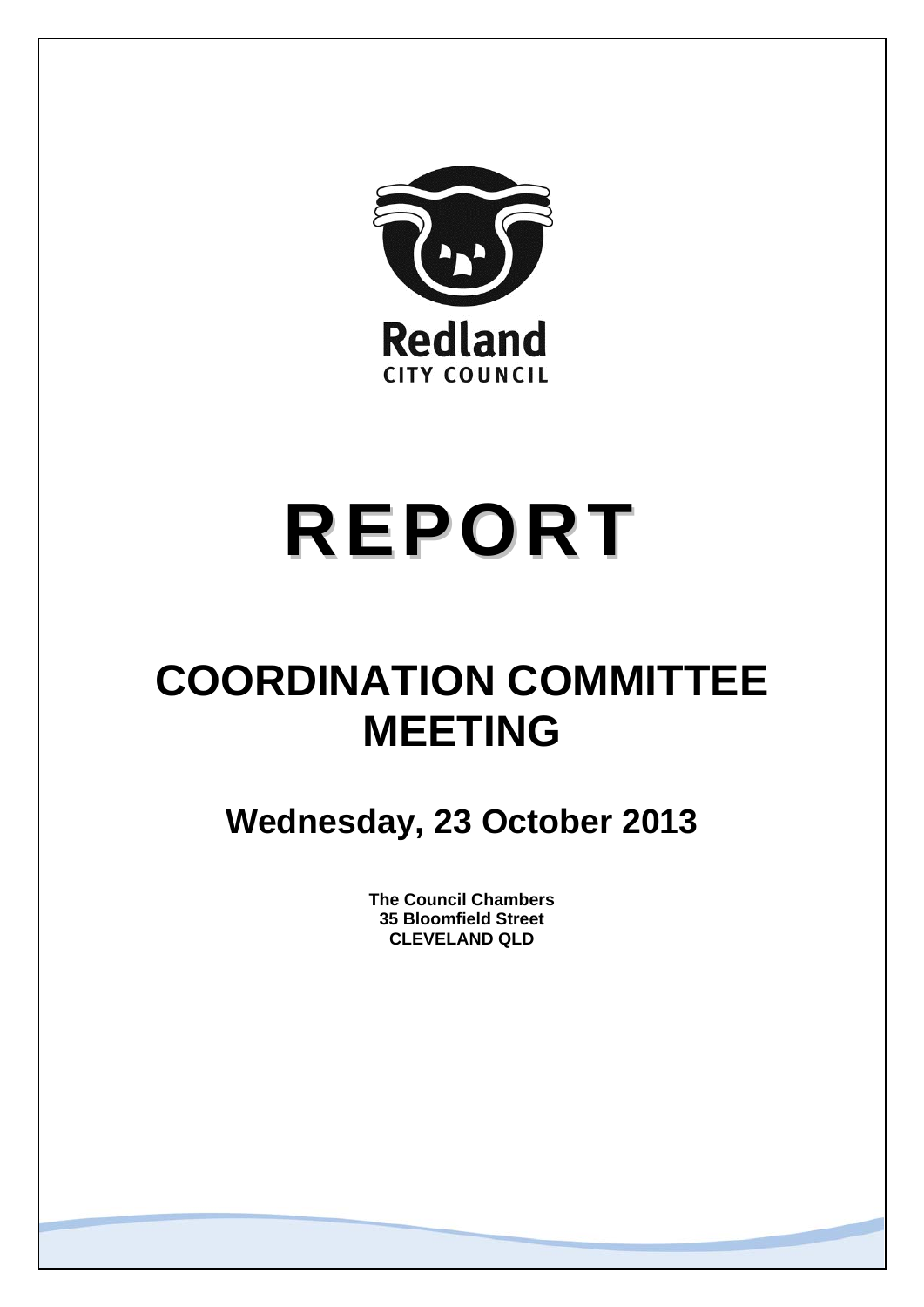Redland
CITY COUNCIL

# REPORT

# COORDINATION COMMITTEE MEETING

## Wednesday, 23 October 2013

**The Council Chambers**
**35 Bloomfield Street**
**CLEVELAND QLD**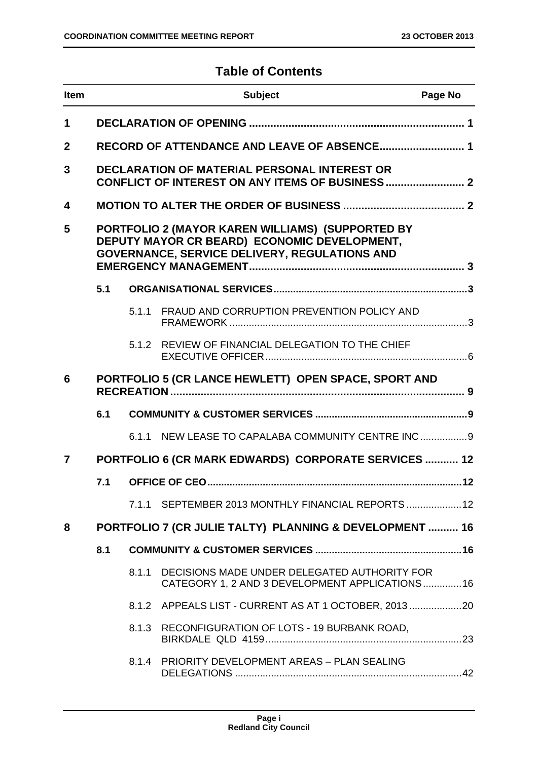## Table of Contents

| Item | | | Subject | Page No |
|---|---|---|---|---|
| **1** | | | **DECLARATION OF OPENING** | **1** |
| **2** | | | **RECORD OF ATTENDANCE AND LEAVE OF ABSENCE** | **1** |
| **3** | | | **DECLARATION OF MATERIAL PERSONAL INTEREST OR CONFLICT OF INTEREST ON ANY ITEMS OF BUSINESS** | **2** |
| **4** | | | **MOTION TO ALTER THE ORDER OF BUSINESS** | **2** |
| **5** | | | **PORTFOLIO 2 (MAYOR KAREN WILLIAMS) (SUPPORTED BY DEPUTY MAYOR CR BEARD) ECONOMIC DEVELOPMENT, GOVERNANCE, SERVICE DELIVERY, REGULATIONS AND EMERGENCY MANAGEMENT** | **3** |
| | **5.1** | | **ORGANISATIONAL SERVICES** | **3** |
| | | 5.1.1 | FRAUD AND CORRUPTION PREVENTION POLICY AND FRAMEWORK | 3 |
| | | 5.1.2 | REVIEW OF FINANCIAL DELEGATION TO THE CHIEF EXECUTIVE OFFICER | 6 |
| **6** | | | **PORTFOLIO 5 (CR LANCE HEWLETT) OPEN SPACE, SPORT AND RECREATION** | **9** |
| | **6.1** | | **COMMUNITY & CUSTOMER SERVICES** | **9** |
| | | 6.1.1 | NEW LEASE TO CAPALABA COMMUNITY CENTRE INC | 9 |
| **7** | | | **PORTFOLIO 6 (CR MARK EDWARDS) CORPORATE SERVICES** | **12** |
| | **7.1** | | **OFFICE OF CEO** | **12** |
| | | 7.1.1 | SEPTEMBER 2013 MONTHLY FINANCIAL REPORTS | 12 |
| **8** | | | **PORTFOLIO 7 (CR JULIE TALTY) PLANNING & DEVELOPMENT** | **16** |
| | **8.1** | | **COMMUNITY & CUSTOMER SERVICES** | **16** |
| | | 8.1.1 | DECISIONS MADE UNDER DELEGATED AUTHORITY FOR CATEGORY 1, 2 AND 3 DEVELOPMENT APPLICATIONS | 16 |
| | | 8.1.2 | APPEALS LIST - CURRENT AS AT 1 OCTOBER, 2013 | 20 |
| | | 8.1.3 | RECONFIGURATION OF LOTS - 19 BURBANK ROAD, BIRKDALE QLD 4159 | 23 |
| | | 8.1.4 | PRIORITY DEVELOPMENT AREAS – PLAN SEALING DELEGATIONS | 42 |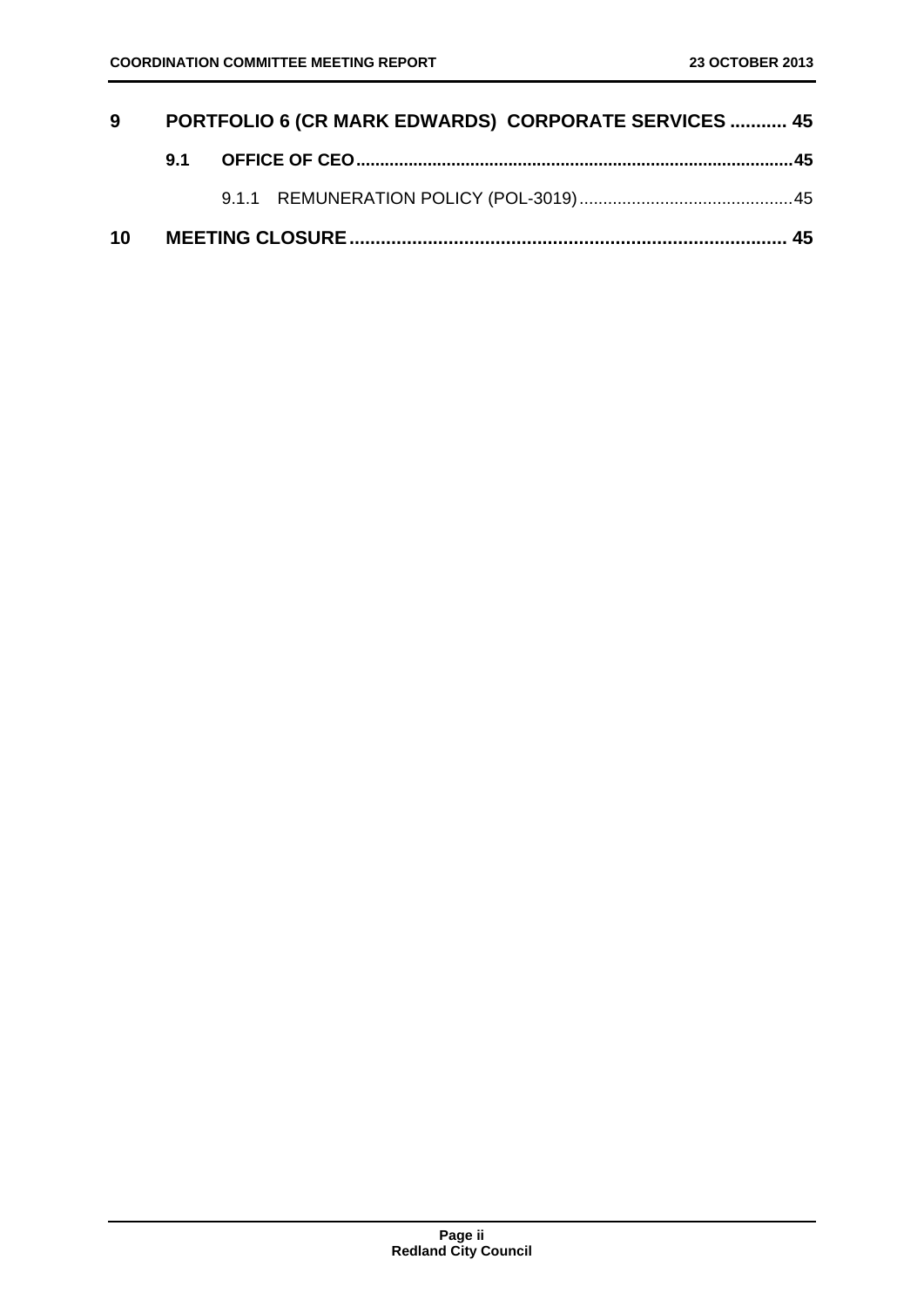| | | |
|---|---|---|
| **9** | **PORTFOLIO 6 (CR MARK EDWARDS) CORPORATE SERVICES** | **45** |
| **9.1** | **OFFICE OF CEO** | **45** |
| 9.1.1 | REMUNERATION POLICY (POL-3019) | 45 |
| **10** | **MEETING CLOSURE** | **45** |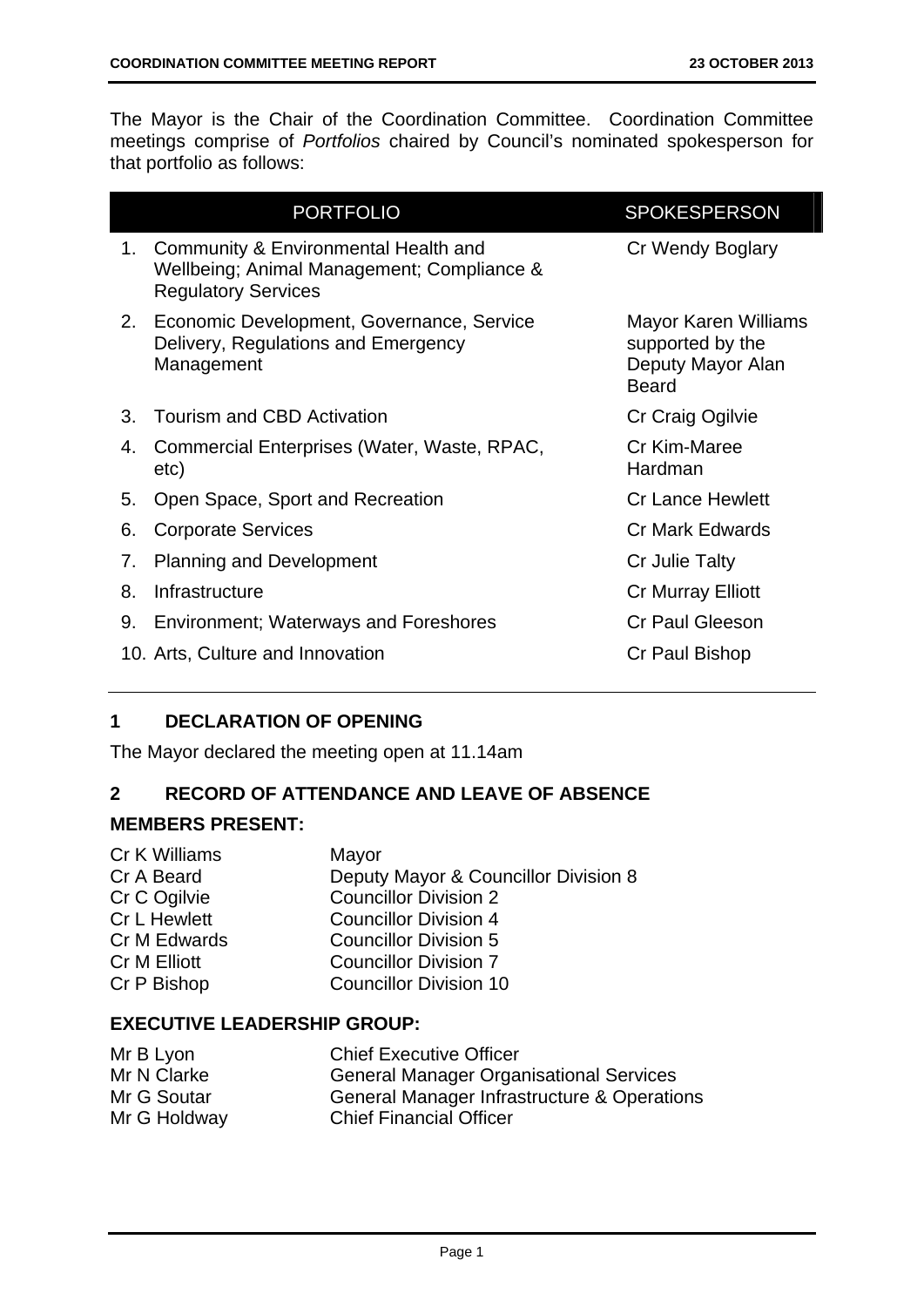The Mayor is the Chair of the Coordination Committee. Coordination Committee meetings comprise of *Portfolios* chaired by Council's nominated spokesperson for that portfolio as follows:

| | PORTFOLIO | SPOKESPERSON |
|---|---|---|
| 1. | Community & Environmental Health and Wellbeing; Animal Management; Compliance & Regulatory Services | Cr Wendy Boglary |
| 2. | Economic Development, Governance, Service Delivery, Regulations and Emergency Management | Mayor Karen Williams supported by the Deputy Mayor Alan Beard |
| 3. | Tourism and CBD Activation | Cr Craig Ogilvie |
| 4. | Commercial Enterprises (Water, Waste, RPAC, etc) | Cr Kim-Maree Hardman |
| 5. | Open Space, Sport and Recreation | Cr Lance Hewlett |
| 6. | Corporate Services | Cr Mark Edwards |
| 7. | Planning and Development | Cr Julie Talty |
| 8. | Infrastructure | Cr Murray Elliott |
| 9. | Environment; Waterways and Foreshores | Cr Paul Gleeson |
| 10. | Arts, Culture and Innovation | Cr Paul Bishop |

## 1 DECLARATION OF OPENING

The Mayor declared the meeting open at 11.14am

## 2 RECORD OF ATTENDANCE AND LEAVE OF ABSENCE

### MEMBERS PRESENT:

| | |
|---|---|
| Cr K Williams | Mayor |
| Cr A Beard | Deputy Mayor & Councillor Division 8 |
| Cr C Ogilvie | Councillor Division 2 |
| Cr L Hewlett | Councillor Division 4 |
| Cr M Edwards | Councillor Division 5 |
| Cr M Elliott | Councillor Division 7 |
| Cr P Bishop | Councillor Division 10 |

### EXECUTIVE LEADERSHIP GROUP:

| | |
|---|---|
| Mr B Lyon | Chief Executive Officer |
| Mr N Clarke | General Manager Organisational Services |
| Mr G Soutar | General Manager Infrastructure & Operations |
| Mr G Holdway | Chief Financial Officer |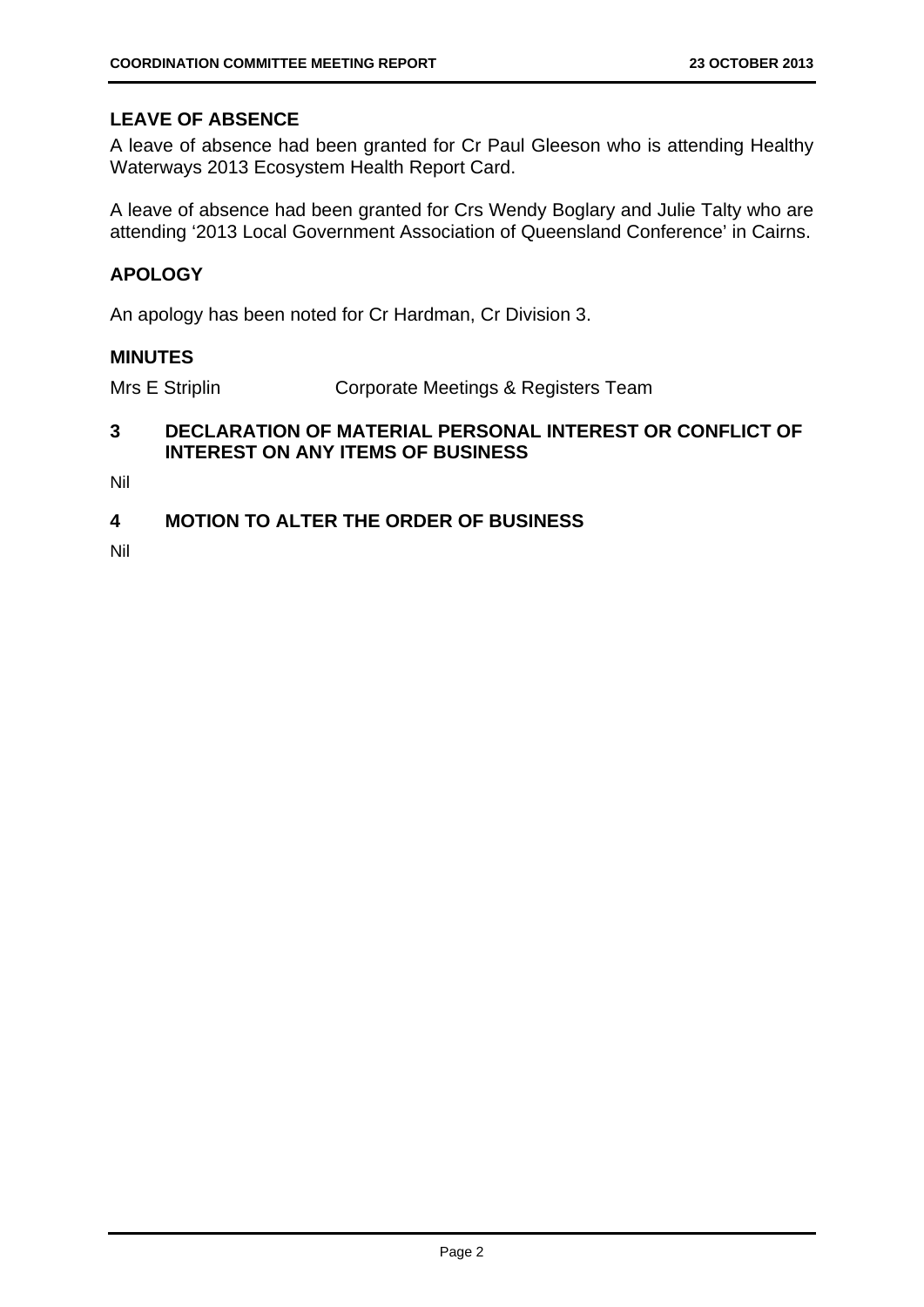## LEAVE OF ABSENCE

A leave of absence had been granted for Cr Paul Gleeson who is attending Healthy Waterways 2013 Ecosystem Health Report Card.

A leave of absence had been granted for Crs Wendy Boglary and Julie Talty who are attending '2013 Local Government Association of Queensland Conference' in Cairns.

## APOLOGY

An apology has been noted for Cr Hardman, Cr Division 3.

## MINUTES

Mrs E Striplin Corporate Meetings & Registers Team

## 3 DECLARATION OF MATERIAL PERSONAL INTEREST OR CONFLICT OF INTEREST ON ANY ITEMS OF BUSINESS

Nil

## 4 MOTION TO ALTER THE ORDER OF BUSINESS

Nil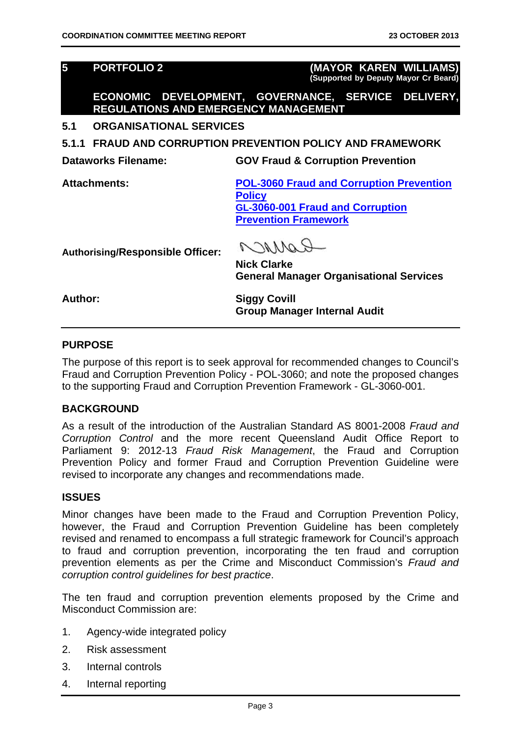## 5 PORTFOLIO 2 (MAYOR KAREN WILLIAMS)

**(Supported by Deputy Mayor Cr Beard)**

**ECONOMIC DEVELOPMENT, GOVERNANCE, SERVICE DELIVERY, REGULATIONS AND EMERGENCY MANAGEMENT**

## 5.1 ORGANISATIONAL SERVICES

### 5.1.1 FRAUD AND CORRUPTION PREVENTION POLICY AND FRAMEWORK

| | |
|---|---|
| **Dataworks Filename:** | **GOV Fraud & Corruption Prevention** |
| **Attachments:** | **POL-3060 Fraud and Corruption Prevention Policy**<br>**GL-3060-001 Fraud and Corruption Prevention Framework** |
| **Authorising/Responsible Officer:** | **Nick Clarke**<br>**General Manager Organisational Services** |
| **Author:** | **Siggy Covill**<br>**Group Manager Internal Audit** |

**PURPOSE**

The purpose of this report is to seek approval for recommended changes to Council's Fraud and Corruption Prevention Policy - POL-3060; and note the proposed changes to the supporting Fraud and Corruption Prevention Framework - GL-3060-001.

**BACKGROUND**

As a result of the introduction of the Australian Standard AS 8001-2008 *Fraud and Corruption Control* and the more recent Queensland Audit Office Report to Parliament 9: 2012-13 *Fraud Risk Management*, the Fraud and Corruption Prevention Policy and former Fraud and Corruption Prevention Guideline were revised to incorporate any changes and recommendations made.

**ISSUES**

Minor changes have been made to the Fraud and Corruption Prevention Policy, however, the Fraud and Corruption Prevention Guideline has been completely revised and renamed to encompass a full strategic framework for Council's approach to fraud and corruption prevention, incorporating the ten fraud and corruption prevention elements as per the Crime and Misconduct Commission's *Fraud and corruption control guidelines for best practice*.

The ten fraud and corruption prevention elements proposed by the Crime and Misconduct Commission are:

1. Agency-wide integrated policy
2. Risk assessment
3. Internal controls
4. Internal reporting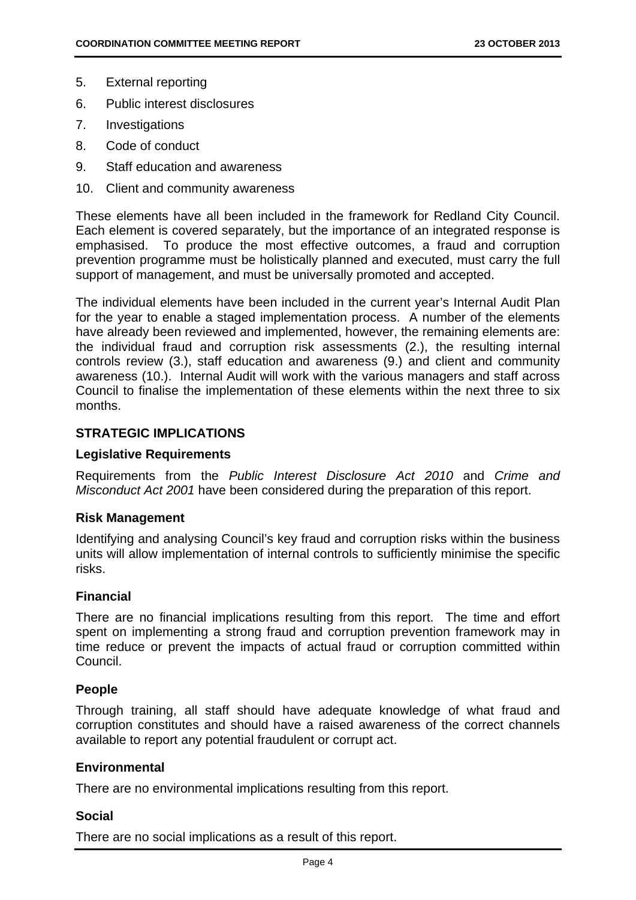5. External reporting
6. Public interest disclosures
7. Investigations
8. Code of conduct
9. Staff education and awareness
10. Client and community awareness

These elements have all been included in the framework for Redland City Council. Each element is covered separately, but the importance of an integrated response is emphasised. To produce the most effective outcomes, a fraud and corruption prevention programme must be holistically planned and executed, must carry the full support of management, and must be universally promoted and accepted.

The individual elements have been included in the current year's Internal Audit Plan for the year to enable a staged implementation process. A number of the elements have already been reviewed and implemented, however, the remaining elements are: the individual fraud and corruption risk assessments (2.), the resulting internal controls review (3.), staff education and awareness (9.) and client and community awareness (10.). Internal Audit will work with the various managers and staff across Council to finalise the implementation of these elements within the next three to six months.

## STRATEGIC IMPLICATIONS

### Legislative Requirements

Requirements from the *Public Interest Disclosure Act 2010* and *Crime and Misconduct Act 2001* have been considered during the preparation of this report.

### Risk Management

Identifying and analysing Council's key fraud and corruption risks within the business units will allow implementation of internal controls to sufficiently minimise the specific risks.

### Financial

There are no financial implications resulting from this report. The time and effort spent on implementing a strong fraud and corruption prevention framework may in time reduce or prevent the impacts of actual fraud or corruption committed within Council.

### People

Through training, all staff should have adequate knowledge of what fraud and corruption constitutes and should have a raised awareness of the correct channels available to report any potential fraudulent or corrupt act.

### Environmental

There are no environmental implications resulting from this report.

### Social

There are no social implications as a result of this report.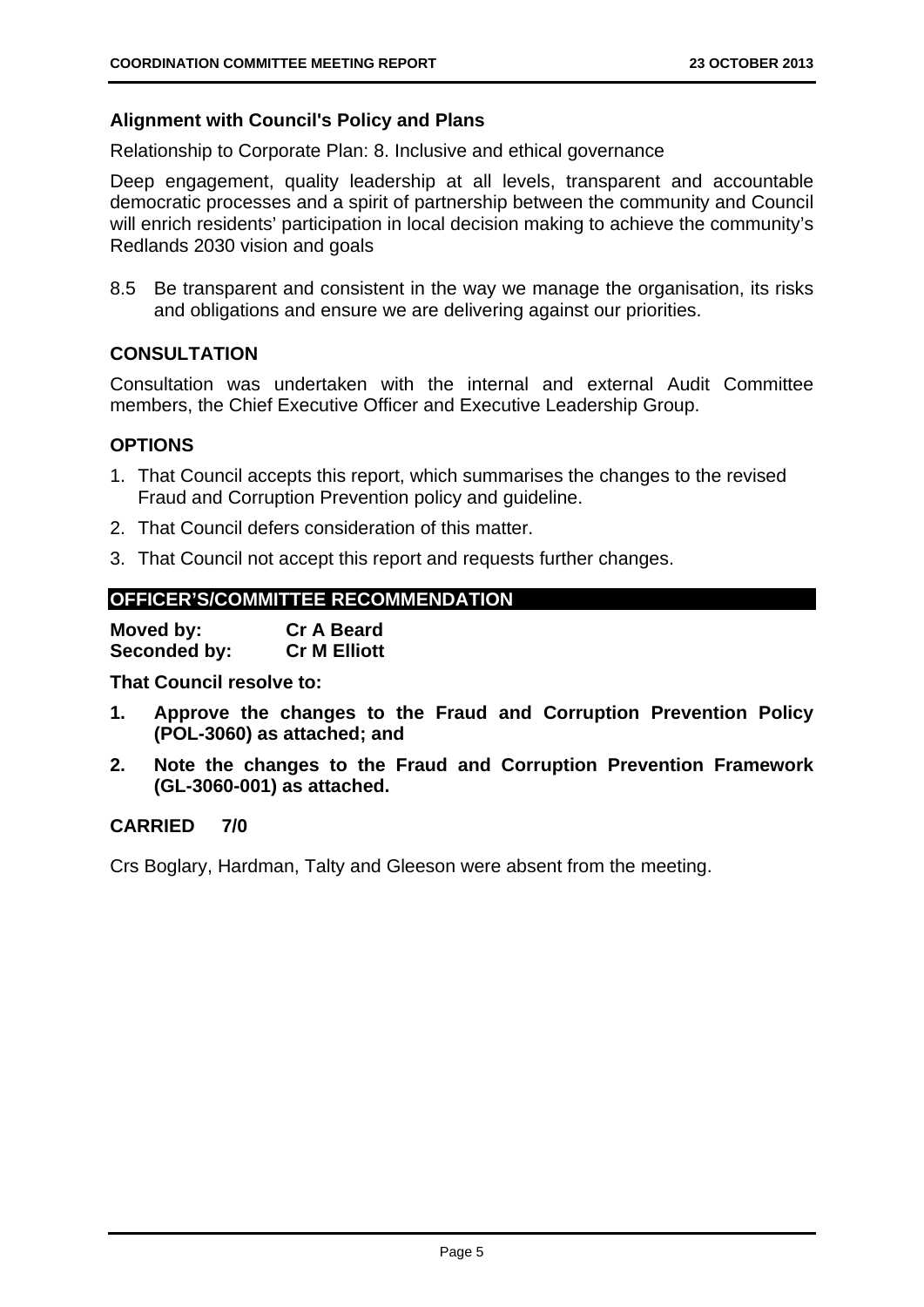### Alignment with Council's Policy and Plans

Relationship to Corporate Plan: 8. Inclusive and ethical governance

Deep engagement, quality leadership at all levels, transparent and accountable democratic processes and a spirit of partnership between the community and Council will enrich residents' participation in local decision making to achieve the community's Redlands 2030 vision and goals

8.5 Be transparent and consistent in the way we manage the organisation, its risks and obligations and ensure we are delivering against our priorities.

### CONSULTATION

Consultation was undertaken with the internal and external Audit Committee members, the Chief Executive Officer and Executive Leadership Group.

### OPTIONS

1. That Council accepts this report, which summarises the changes to the revised Fraud and Corruption Prevention policy and guideline.
2. That Council defers consideration of this matter.
3. That Council not accept this report and requests further changes.

### OFFICER'S/COMMITTEE RECOMMENDATION

**Moved by:** **Cr A Beard**
**Seconded by:** **Cr M Elliott**

**That Council resolve to:**

1. **Approve the changes to the Fraud and Corruption Prevention Policy (POL-3060) as attached; and**
2. **Note the changes to the Fraud and Corruption Prevention Framework (GL-3060-001) as attached.**

**CARRIED 7/0**

Crs Boglary, Hardman, Talty and Gleeson were absent from the meeting.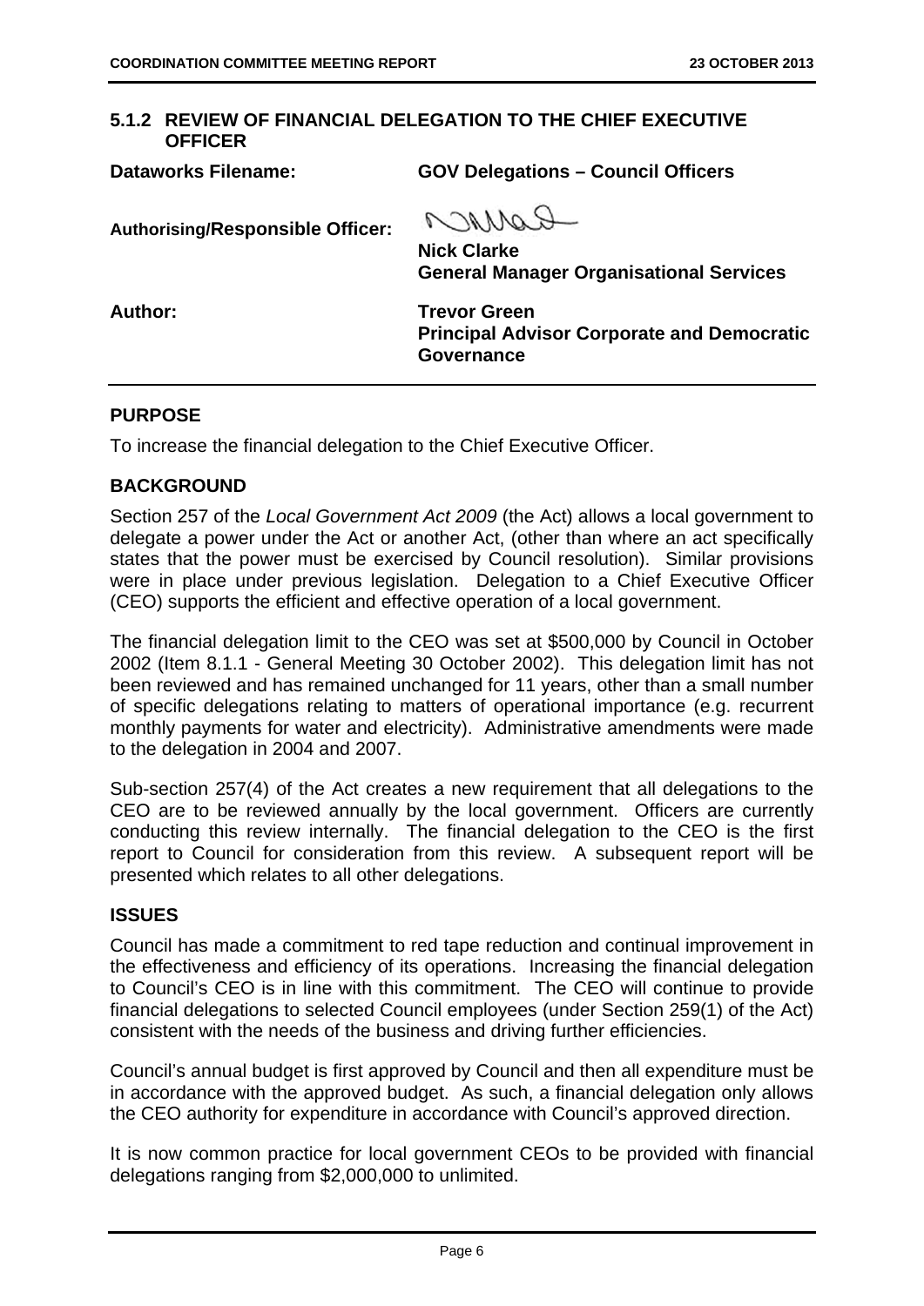## 5.1.2 REVIEW OF FINANCIAL DELEGATION TO THE CHIEF EXECUTIVE OFFICER

| | |
|---|---|
| **Dataworks Filename:** | **GOV Delegations – Council Officers** |
| **Authorising/Responsible Officer:** | **Nick Clarke**<br>**General Manager Organisational Services** |
| **Author:** | **Trevor Green**<br>**Principal Advisor Corporate and Democratic Governance** |

### PURPOSE

To increase the financial delegation to the Chief Executive Officer.

### BACKGROUND

Section 257 of the *Local Government Act 2009* (the Act) allows a local government to delegate a power under the Act or another Act, (other than where an act specifically states that the power must be exercised by Council resolution). Similar provisions were in place under previous legislation. Delegation to a Chief Executive Officer (CEO) supports the efficient and effective operation of a local government.

The financial delegation limit to the CEO was set at $500,000 by Council in October 2002 (Item 8.1.1 - General Meeting 30 October 2002). This delegation limit has not been reviewed and has remained unchanged for 11 years, other than a small number of specific delegations relating to matters of operational importance (e.g. recurrent monthly payments for water and electricity). Administrative amendments were made to the delegation in 2004 and 2007.

Sub-section 257(4) of the Act creates a new requirement that all delegations to the CEO are to be reviewed annually by the local government. Officers are currently conducting this review internally. The financial delegation to the CEO is the first report to Council for consideration from this review. A subsequent report will be presented which relates to all other delegations.

### ISSUES

Council has made a commitment to red tape reduction and continual improvement in the effectiveness and efficiency of its operations. Increasing the financial delegation to Council's CEO is in line with this commitment. The CEO will continue to provide financial delegations to selected Council employees (under Section 259(1) of the Act) consistent with the needs of the business and driving further efficiencies.

Council's annual budget is first approved by Council and then all expenditure must be in accordance with the approved budget. As such, a financial delegation only allows the CEO authority for expenditure in accordance with Council's approved direction.

It is now common practice for local government CEOs to be provided with financial delegations ranging from $2,000,000 to unlimited.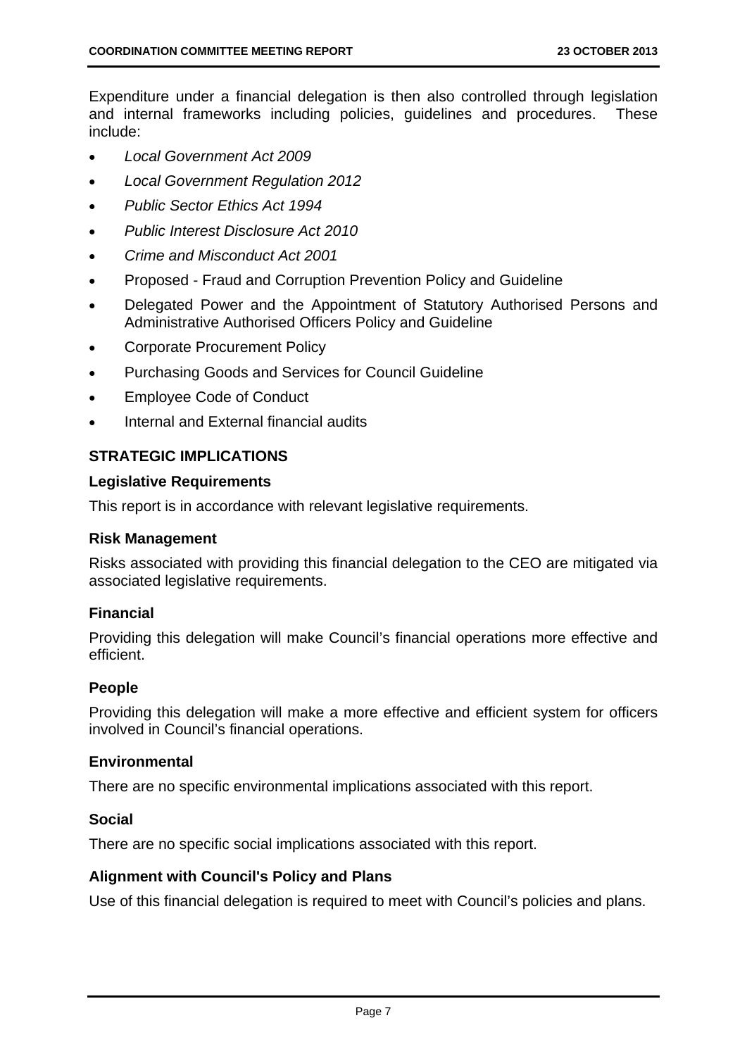Expenditure under a financial delegation is then also controlled through legislation and internal frameworks including policies, guidelines and procedures. These include:

- *Local Government Act 2009*
- *Local Government Regulation 2012*
- *Public Sector Ethics Act 1994*
- *Public Interest Disclosure Act 2010*
- *Crime and Misconduct Act 2001*
- Proposed - Fraud and Corruption Prevention Policy and Guideline
- Delegated Power and the Appointment of Statutory Authorised Persons and Administrative Authorised Officers Policy and Guideline
- Corporate Procurement Policy
- Purchasing Goods and Services for Council Guideline
- Employee Code of Conduct
- Internal and External financial audits

## STRATEGIC IMPLICATIONS

### Legislative Requirements

This report is in accordance with relevant legislative requirements.

### Risk Management

Risks associated with providing this financial delegation to the CEO are mitigated via associated legislative requirements.

### Financial

Providing this delegation will make Council's financial operations more effective and efficient.

### People

Providing this delegation will make a more effective and efficient system for officers involved in Council's financial operations.

### Environmental

There are no specific environmental implications associated with this report.

### Social

There are no specific social implications associated with this report.

### Alignment with Council's Policy and Plans

Use of this financial delegation is required to meet with Council's policies and plans.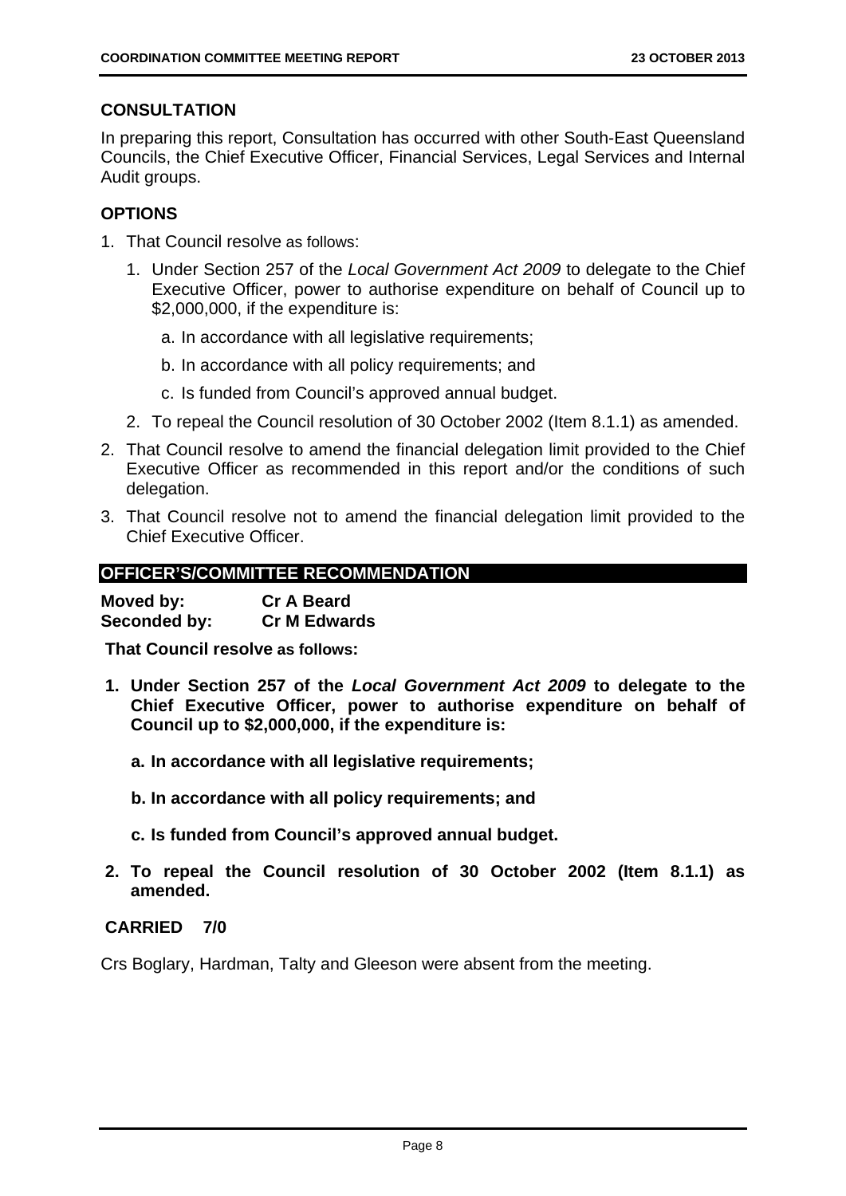## CONSULTATION

In preparing this report, Consultation has occurred with other South-East Queensland Councils, the Chief Executive Officer, Financial Services, Legal Services and Internal Audit groups.

## OPTIONS

1. That Council resolve as follows:
   1. Under Section 257 of the *Local Government Act 2009* to delegate to the Chief Executive Officer, power to authorise expenditure on behalf of Council up to $2,000,000, if the expenditure is:
      a. In accordance with all legislative requirements;
      b. In accordance with all policy requirements; and
      c. Is funded from Council's approved annual budget.
   2. To repeal the Council resolution of 30 October 2002 (Item 8.1.1) as amended.
2. That Council resolve to amend the financial delegation limit provided to the Chief Executive Officer as recommended in this report and/or the conditions of such delegation.
3. That Council resolve not to amend the financial delegation limit provided to the Chief Executive Officer.

## OFFICER'S/COMMITTEE RECOMMENDATION

**Moved by:** **Cr A Beard**
**Seconded by:** **Cr M Edwards**

**That Council resolve as follows:**

1. **Under Section 257 of the *Local Government Act 2009* to delegate to the Chief Executive Officer, power to authorise expenditure on behalf of Council up to $2,000,000, if the expenditure is:**
   **a. In accordance with all legislative requirements;**
   **b. In accordance with all policy requirements; and**
   **c. Is funded from Council's approved annual budget.**
2. **To repeal the Council resolution of 30 October 2002 (Item 8.1.1) as amended.**

**CARRIED 7/0**

Crs Boglary, Hardman, Talty and Gleeson were absent from the meeting.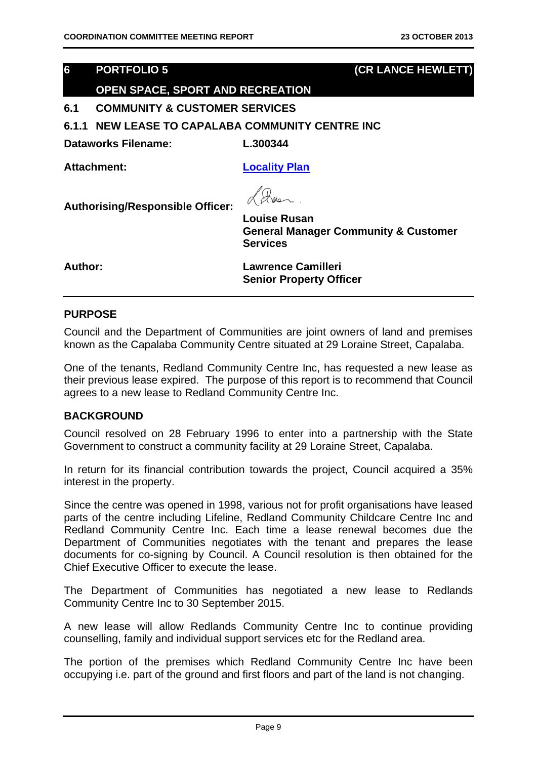## 6 PORTFOLIO 5 (CR LANCE HEWLETT)

## OPEN SPACE, SPORT AND RECREATION

### 6.1 COMMUNITY & CUSTOMER SERVICES

### 6.1.1 NEW LEASE TO CAPALABA COMMUNITY CENTRE INC

| | |
|---|---|
| **Dataworks Filename:** | **L.300344** |
| **Attachment:** | **Locality Plan** |
| **Authorising/Responsible Officer:** | **Louise Rusan**<br>**General Manager Community & Customer Services** |
| **Author:** | **Lawrence Camilleri**<br>**Senior Property Officer** |

**PURPOSE**

Council and the Department of Communities are joint owners of land and premises known as the Capalaba Community Centre situated at 29 Loraine Street, Capalaba.

One of the tenants, Redland Community Centre Inc, has requested a new lease as their previous lease expired. The purpose of this report is to recommend that Council agrees to a new lease to Redland Community Centre Inc.

**BACKGROUND**

Council resolved on 28 February 1996 to enter into a partnership with the State Government to construct a community facility at 29 Loraine Street, Capalaba.

In return for its financial contribution towards the project, Council acquired a 35% interest in the property.

Since the centre was opened in 1998, various not for profit organisations have leased parts of the centre including Lifeline, Redland Community Childcare Centre Inc and Redland Community Centre Inc. Each time a lease renewal becomes due the Department of Communities negotiates with the tenant and prepares the lease documents for co-signing by Council. A Council resolution is then obtained for the Chief Executive Officer to execute the lease.

The Department of Communities has negotiated a new lease to Redlands Community Centre Inc to 30 September 2015.

A new lease will allow Redlands Community Centre Inc to continue providing counselling, family and individual support services etc for the Redland area.

The portion of the premises which Redland Community Centre Inc have been occupying i.e. part of the ground and first floors and part of the land is not changing.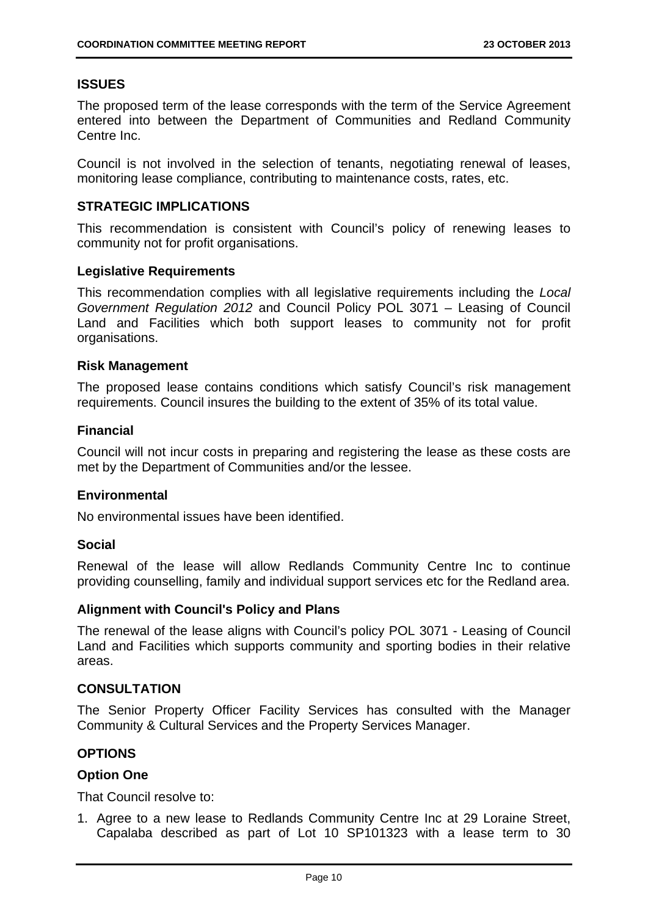## ISSUES

The proposed term of the lease corresponds with the term of the Service Agreement entered into between the Department of Communities and Redland Community Centre Inc.

Council is not involved in the selection of tenants, negotiating renewal of leases, monitoring lease compliance, contributing to maintenance costs, rates, etc.

## STRATEGIC IMPLICATIONS

This recommendation is consistent with Council's policy of renewing leases to community not for profit organisations.

### Legislative Requirements

This recommendation complies with all legislative requirements including the *Local Government Regulation 2012* and Council Policy POL 3071 – Leasing of Council Land and Facilities which both support leases to community not for profit organisations.

### Risk Management

The proposed lease contains conditions which satisfy Council's risk management requirements. Council insures the building to the extent of 35% of its total value.

### Financial

Council will not incur costs in preparing and registering the lease as these costs are met by the Department of Communities and/or the lessee.

### Environmental

No environmental issues have been identified.

### Social

Renewal of the lease will allow Redlands Community Centre Inc to continue providing counselling, family and individual support services etc for the Redland area.

### Alignment with Council's Policy and Plans

The renewal of the lease aligns with Council's policy POL 3071 - Leasing of Council Land and Facilities which supports community and sporting bodies in their relative areas.

## CONSULTATION

The Senior Property Officer Facility Services has consulted with the Manager Community & Cultural Services and the Property Services Manager.

## OPTIONS

### Option One

That Council resolve to:

1. Agree to a new lease to Redlands Community Centre Inc at 29 Loraine Street, Capalaba described as part of Lot 10 SP101323 with a lease term to 30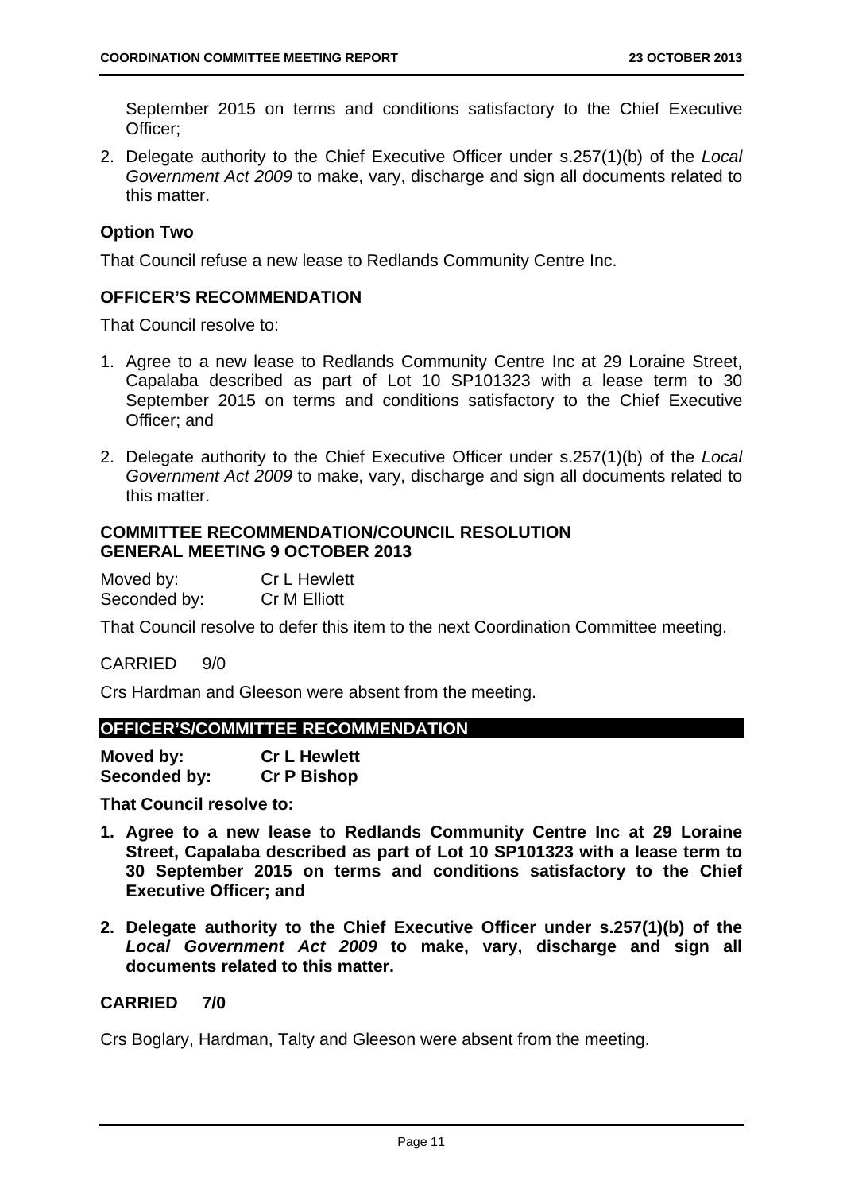September 2015 on terms and conditions satisfactory to the Chief Executive Officer;

2. Delegate authority to the Chief Executive Officer under s.257(1)(b) of the *Local Government Act 2009* to make, vary, discharge and sign all documents related to this matter.

**Option Two**

That Council refuse a new lease to Redlands Community Centre Inc.

**OFFICER'S RECOMMENDATION**

That Council resolve to:

1. Agree to a new lease to Redlands Community Centre Inc at 29 Loraine Street, Capalaba described as part of Lot 10 SP101323 with a lease term to 30 September 2015 on terms and conditions satisfactory to the Chief Executive Officer; and

2. Delegate authority to the Chief Executive Officer under s.257(1)(b) of the *Local Government Act 2009* to make, vary, discharge and sign all documents related to this matter.

**COMMITTEE RECOMMENDATION/COUNCIL RESOLUTION**
**GENERAL MEETING 9 OCTOBER 2013**

Moved by: Cr L Hewlett
Seconded by: Cr M Elliott

That Council resolve to defer this item to the next Coordination Committee meeting.

CARRIED 9/0

Crs Hardman and Gleeson were absent from the meeting.

**OFFICER'S/COMMITTEE RECOMMENDATION**

**Moved by: Cr L Hewlett**
**Seconded by: Cr P Bishop**

**That Council resolve to:**

1. **Agree to a new lease to Redlands Community Centre Inc at 29 Loraine Street, Capalaba described as part of Lot 10 SP101323 with a lease term to 30 September 2015 on terms and conditions satisfactory to the Chief Executive Officer; and**

2. **Delegate authority to the Chief Executive Officer under s.257(1)(b) of the *Local Government Act 2009* to make, vary, discharge and sign all documents related to this matter.**

**CARRIED 7/0**

Crs Boglary, Hardman, Talty and Gleeson were absent from the meeting.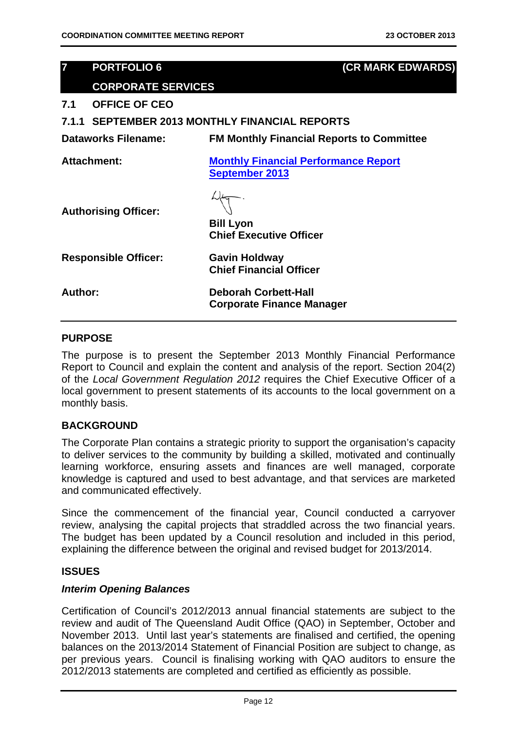## 7 PORTFOLIO 6 (CR MARK EDWARDS)

## CORPORATE SERVICES

### 7.1 OFFICE OF CEO

### 7.1.1 SEPTEMBER 2013 MONTHLY FINANCIAL REPORTS

| | |
|---|---|
| **Dataworks Filename:** | **FM Monthly Financial Reports to Committee** |
| **Attachment:** | **Monthly Financial Performance Report September 2013** |
| **Authorising Officer:** | **Bill Lyon**<br>**Chief Executive Officer** |
| **Responsible Officer:** | **Gavin Holdway**<br>**Chief Financial Officer** |
| **Author:** | **Deborah Corbett-Hall**<br>**Corporate Finance Manager** |

#### PURPOSE

The purpose is to present the September 2013 Monthly Financial Performance Report to Council and explain the content and analysis of the report. Section 204(2) of the *Local Government Regulation 2012* requires the Chief Executive Officer of a local government to present statements of its accounts to the local government on a monthly basis.

#### BACKGROUND

The Corporate Plan contains a strategic priority to support the organisation's capacity to deliver services to the community by building a skilled, motivated and continually learning workforce, ensuring assets and finances are well managed, corporate knowledge is captured and used to best advantage, and that services are marketed and communicated effectively.

Since the commencement of the financial year, Council conducted a carryover review, analysing the capital projects that straddled across the two financial years. The budget has been updated by a Council resolution and included in this period, explaining the difference between the original and revised budget for 2013/2014.

#### ISSUES

***Interim Opening Balances***

Certification of Council's 2012/2013 annual financial statements are subject to the review and audit of The Queensland Audit Office (QAO) in September, October and November 2013. Until last year's statements are finalised and certified, the opening balances on the 2013/2014 Statement of Financial Position are subject to change, as per previous years. Council is finalising working with QAO auditors to ensure the 2012/2013 statements are completed and certified as efficiently as possible.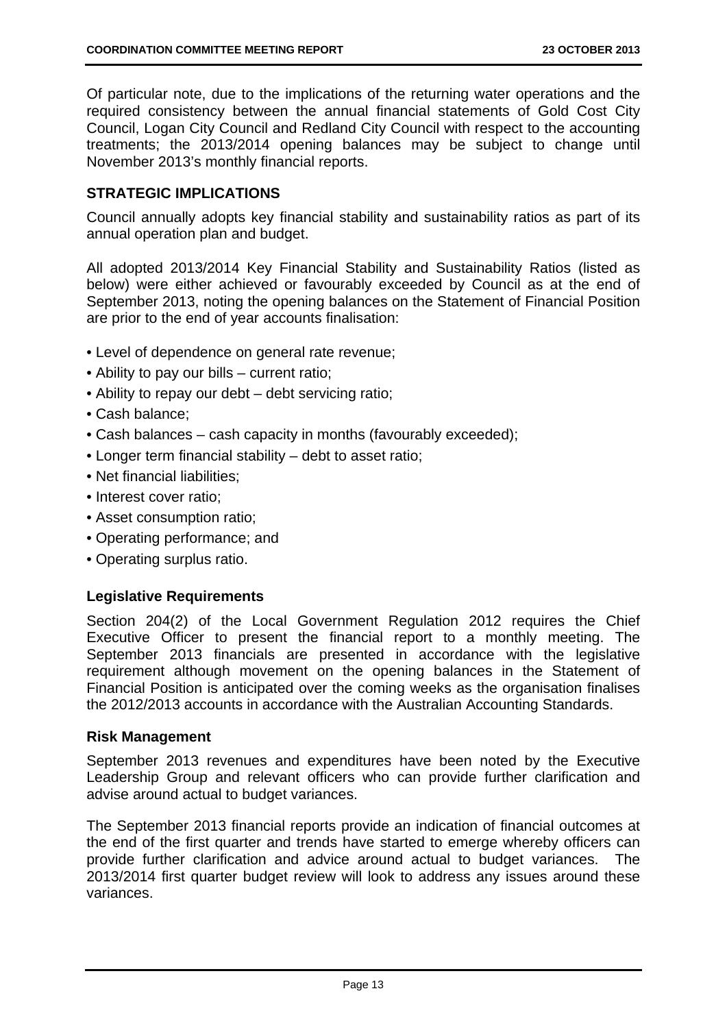Of particular note, due to the implications of the returning water operations and the required consistency between the annual financial statements of Gold Cost City Council, Logan City Council and Redland City Council with respect to the accounting treatments; the 2013/2014 opening balances may be subject to change until November 2013's monthly financial reports.

## STRATEGIC IMPLICATIONS

Council annually adopts key financial stability and sustainability ratios as part of its annual operation plan and budget.

All adopted 2013/2014 Key Financial Stability and Sustainability Ratios (listed as below) were either achieved or favourably exceeded by Council as at the end of September 2013, noting the opening balances on the Statement of Financial Position are prior to the end of year accounts finalisation:

- Level of dependence on general rate revenue;
- Ability to pay our bills – current ratio;
- Ability to repay our debt – debt servicing ratio;
- Cash balance;
- Cash balances – cash capacity in months (favourably exceeded);
- Longer term financial stability – debt to asset ratio;
- Net financial liabilities;
- Interest cover ratio;
- Asset consumption ratio;
- Operating performance; and
- Operating surplus ratio.

### Legislative Requirements

Section 204(2) of the Local Government Regulation 2012 requires the Chief Executive Officer to present the financial report to a monthly meeting. The September 2013 financials are presented in accordance with the legislative requirement although movement on the opening balances in the Statement of Financial Position is anticipated over the coming weeks as the organisation finalises the 2012/2013 accounts in accordance with the Australian Accounting Standards.

### Risk Management

September 2013 revenues and expenditures have been noted by the Executive Leadership Group and relevant officers who can provide further clarification and advise around actual to budget variances.

The September 2013 financial reports provide an indication of financial outcomes at the end of the first quarter and trends have started to emerge whereby officers can provide further clarification and advice around actual to budget variances. The 2013/2014 first quarter budget review will look to address any issues around these variances.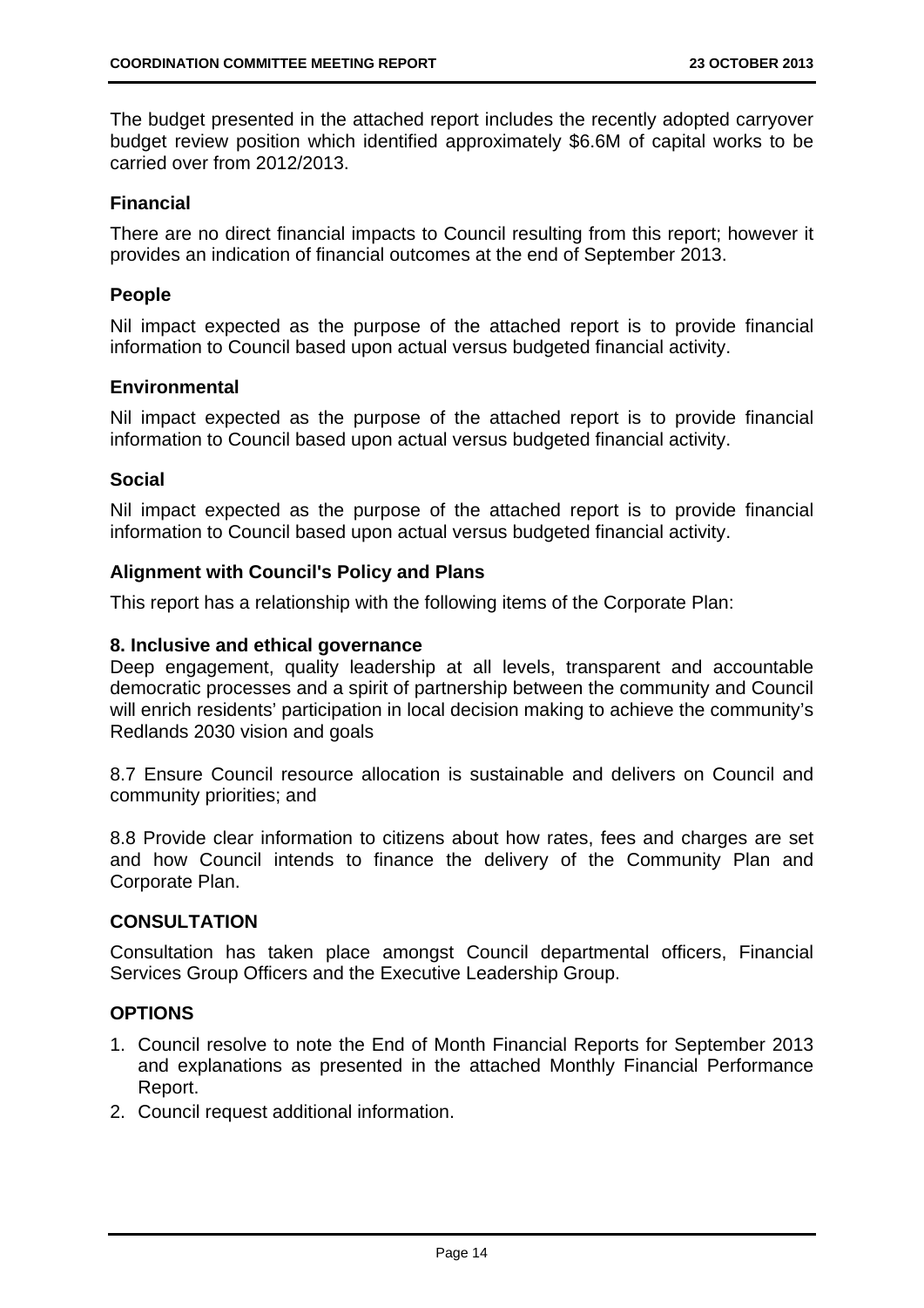The budget presented in the attached report includes the recently adopted carryover budget review position which identified approximately $6.6M of capital works to be carried over from 2012/2013.

### Financial

There are no direct financial impacts to Council resulting from this report; however it provides an indication of financial outcomes at the end of September 2013.

### People

Nil impact expected as the purpose of the attached report is to provide financial information to Council based upon actual versus budgeted financial activity.

### Environmental

Nil impact expected as the purpose of the attached report is to provide financial information to Council based upon actual versus budgeted financial activity.

### Social

Nil impact expected as the purpose of the attached report is to provide financial information to Council based upon actual versus budgeted financial activity.

### Alignment with Council's Policy and Plans

This report has a relationship with the following items of the Corporate Plan:

**8. Inclusive and ethical governance**
Deep engagement, quality leadership at all levels, transparent and accountable democratic processes and a spirit of partnership between the community and Council will enrich residents' participation in local decision making to achieve the community's Redlands 2030 vision and goals

8.7 Ensure Council resource allocation is sustainable and delivers on Council and community priorities; and

8.8 Provide clear information to citizens about how rates, fees and charges are set and how Council intends to finance the delivery of the Community Plan and Corporate Plan.

## CONSULTATION

Consultation has taken place amongst Council departmental officers, Financial Services Group Officers and the Executive Leadership Group.

## OPTIONS

1. Council resolve to note the End of Month Financial Reports for September 2013 and explanations as presented in the attached Monthly Financial Performance Report.
2. Council request additional information.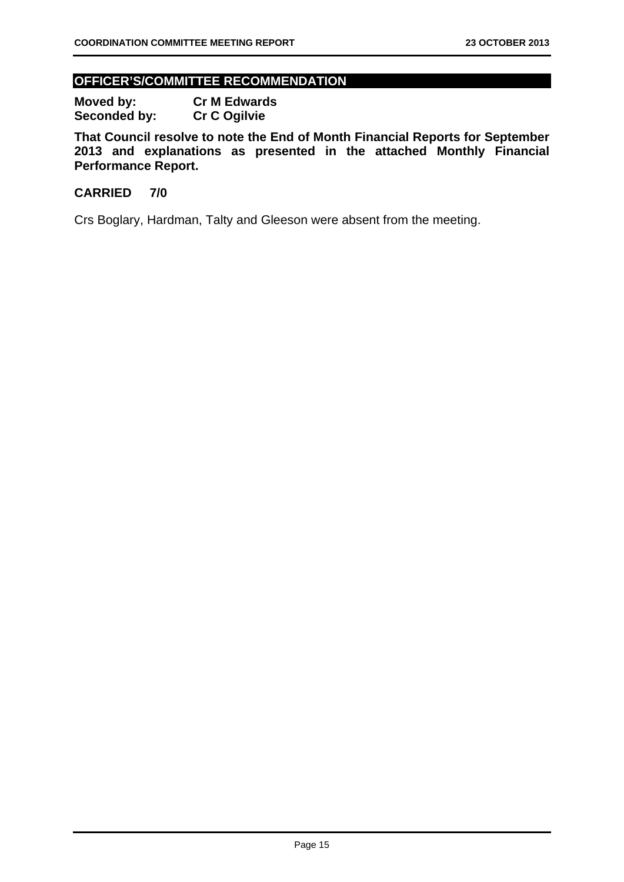## OFFICER'S/COMMITTEE RECOMMENDATION

**Moved by:** **Cr M Edwards**
**Seconded by:** **Cr C Ogilvie**

**That Council resolve to note the End of Month Financial Reports for September 2013 and explanations as presented in the attached Monthly Financial Performance Report.**

**CARRIED 7/0**

Crs Boglary, Hardman, Talty and Gleeson were absent from the meeting.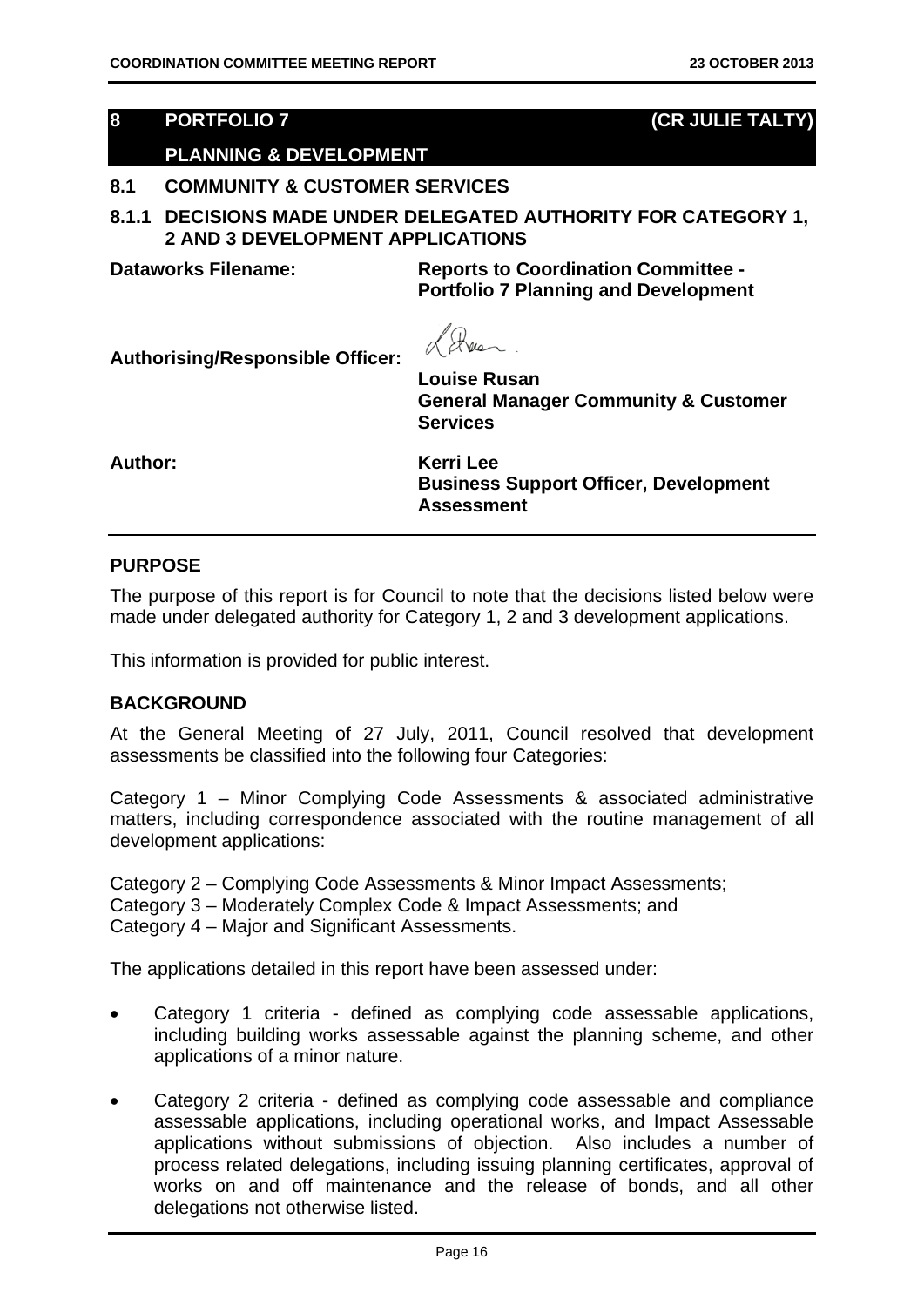## 8 PORTFOLIO 7 (CR JULIE TALTY)

## PLANNING & DEVELOPMENT

### 8.1 COMMUNITY & CUSTOMER SERVICES

### 8.1.1 DECISIONS MADE UNDER DELEGATED AUTHORITY FOR CATEGORY 1, 2 AND 3 DEVELOPMENT APPLICATIONS

**Dataworks Filename:** **Reports to Coordination Committee - Portfolio 7 Planning and Development**

**Authorising/Responsible Officer:** **Louise Rusan**
**General Manager Community & Customer Services**

**Author:** **Kerri Lee**
**Business Support Officer, Development Assessment**

**PURPOSE**

The purpose of this report is for Council to note that the decisions listed below were made under delegated authority for Category 1, 2 and 3 development applications.

This information is provided for public interest.

**BACKGROUND**

At the General Meeting of 27 July, 2011, Council resolved that development assessments be classified into the following four Categories:

Category 1 – Minor Complying Code Assessments & associated administrative matters, including correspondence associated with the routine management of all development applications:

Category 2 – Complying Code Assessments & Minor Impact Assessments;
Category 3 – Moderately Complex Code & Impact Assessments; and
Category 4 – Major and Significant Assessments.

The applications detailed in this report have been assessed under:

- Category 1 criteria - defined as complying code assessable applications, including building works assessable against the planning scheme, and other applications of a minor nature.

- Category 2 criteria - defined as complying code assessable and compliance assessable applications, including operational works, and Impact Assessable applications without submissions of objection. Also includes a number of process related delegations, including issuing planning certificates, approval of works on and off maintenance and the release of bonds, and all other delegations not otherwise listed.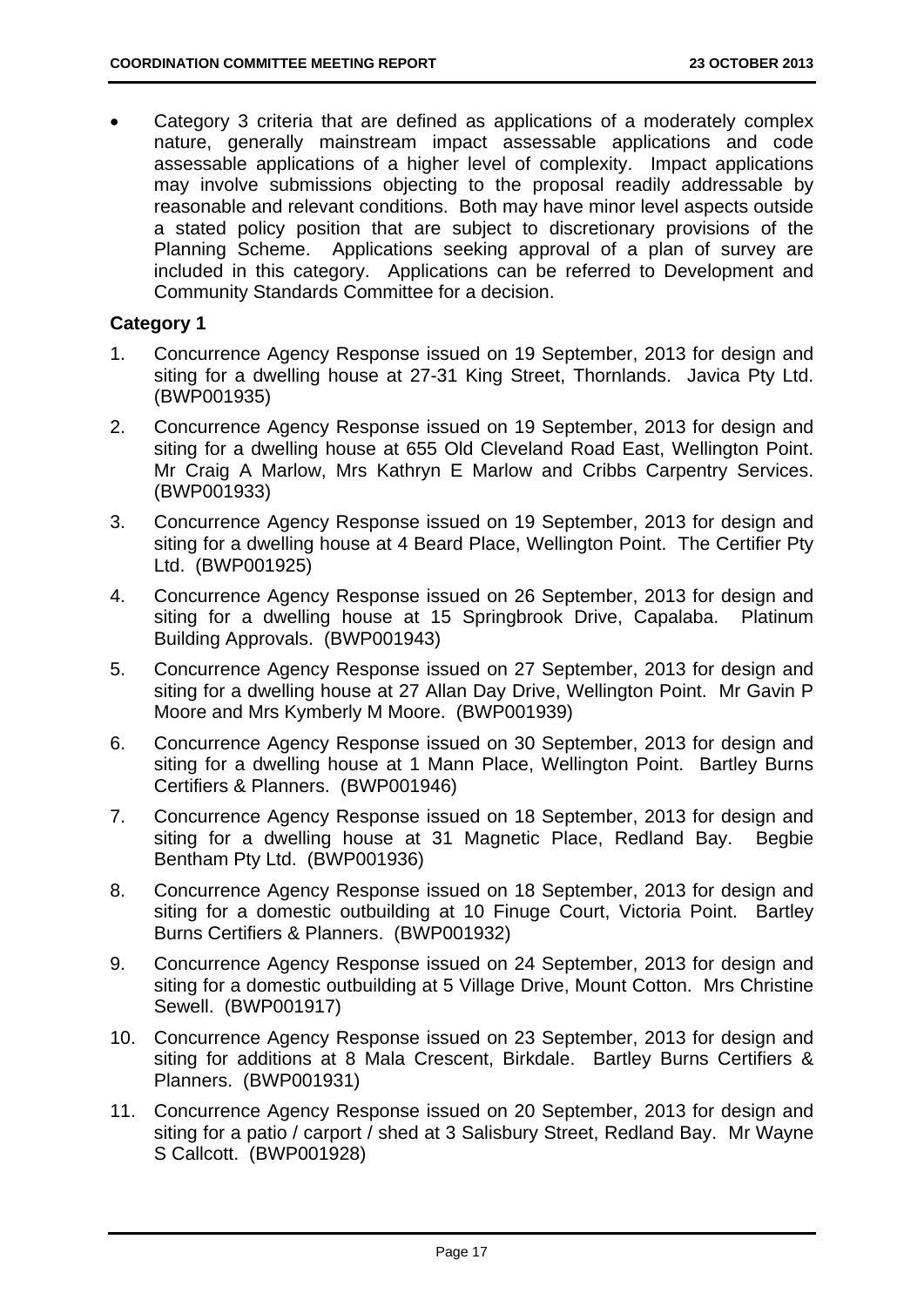- Category 3 criteria that are defined as applications of a moderately complex nature, generally mainstream impact assessable applications and code assessable applications of a higher level of complexity. Impact applications may involve submissions objecting to the proposal readily addressable by reasonable and relevant conditions. Both may have minor level aspects outside a stated policy position that are subject to discretionary provisions of the Planning Scheme. Applications seeking approval of a plan of survey are included in this category. Applications can be referred to Development and Community Standards Committee for a decision.

**Category 1**

1. Concurrence Agency Response issued on 19 September, 2013 for design and siting for a dwelling house at 27-31 King Street, Thornlands. Javica Pty Ltd. (BWP001935)
2. Concurrence Agency Response issued on 19 September, 2013 for design and siting for a dwelling house at 655 Old Cleveland Road East, Wellington Point. Mr Craig A Marlow, Mrs Kathryn E Marlow and Cribbs Carpentry Services. (BWP001933)
3. Concurrence Agency Response issued on 19 September, 2013 for design and siting for a dwelling house at 4 Beard Place, Wellington Point. The Certifier Pty Ltd. (BWP001925)
4. Concurrence Agency Response issued on 26 September, 2013 for design and siting for a dwelling house at 15 Springbrook Drive, Capalaba. Platinum Building Approvals. (BWP001943)
5. Concurrence Agency Response issued on 27 September, 2013 for design and siting for a dwelling house at 27 Allan Day Drive, Wellington Point. Mr Gavin P Moore and Mrs Kymberly M Moore. (BWP001939)
6. Concurrence Agency Response issued on 30 September, 2013 for design and siting for a dwelling house at 1 Mann Place, Wellington Point. Bartley Burns Certifiers & Planners. (BWP001946)
7. Concurrence Agency Response issued on 18 September, 2013 for design and siting for a dwelling house at 31 Magnetic Place, Redland Bay. Begbie Bentham Pty Ltd. (BWP001936)
8. Concurrence Agency Response issued on 18 September, 2013 for design and siting for a domestic outbuilding at 10 Finuge Court, Victoria Point. Bartley Burns Certifiers & Planners. (BWP001932)
9. Concurrence Agency Response issued on 24 September, 2013 for design and siting for a domestic outbuilding at 5 Village Drive, Mount Cotton. Mrs Christine Sewell. (BWP001917)
10. Concurrence Agency Response issued on 23 September, 2013 for design and siting for additions at 8 Mala Crescent, Birkdale. Bartley Burns Certifiers & Planners. (BWP001931)
11. Concurrence Agency Response issued on 20 September, 2013 for design and siting for a patio / carport / shed at 3 Salisbury Street, Redland Bay. Mr Wayne S Callcott. (BWP001928)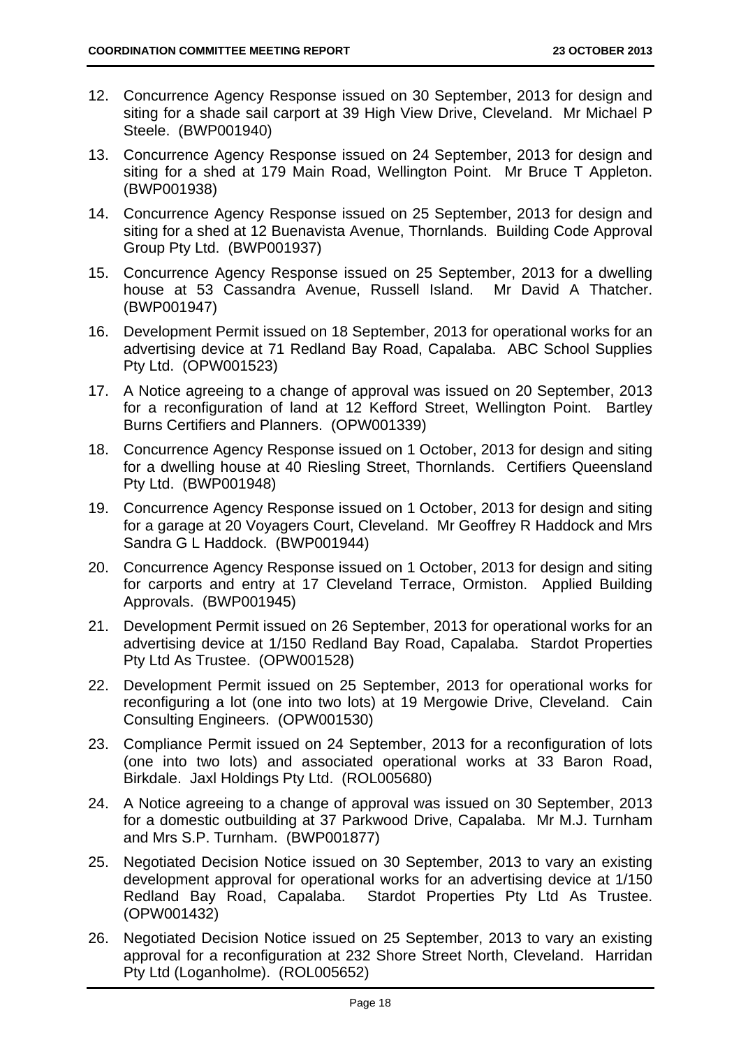12. Concurrence Agency Response issued on 30 September, 2013 for design and siting for a shade sail carport at 39 High View Drive, Cleveland. Mr Michael P Steele. (BWP001940)

13. Concurrence Agency Response issued on 24 September, 2013 for design and siting for a shed at 179 Main Road, Wellington Point. Mr Bruce T Appleton. (BWP001938)

14. Concurrence Agency Response issued on 25 September, 2013 for design and siting for a shed at 12 Buenavista Avenue, Thornlands. Building Code Approval Group Pty Ltd. (BWP001937)

15. Concurrence Agency Response issued on 25 September, 2013 for a dwelling house at 53 Cassandra Avenue, Russell Island. Mr David A Thatcher. (BWP001947)

16. Development Permit issued on 18 September, 2013 for operational works for an advertising device at 71 Redland Bay Road, Capalaba. ABC School Supplies Pty Ltd. (OPW001523)

17. A Notice agreeing to a change of approval was issued on 20 September, 2013 for a reconfiguration of land at 12 Kefford Street, Wellington Point. Bartley Burns Certifiers and Planners. (OPW001339)

18. Concurrence Agency Response issued on 1 October, 2013 for design and siting for a dwelling house at 40 Riesling Street, Thornlands. Certifiers Queensland Pty Ltd. (BWP001948)

19. Concurrence Agency Response issued on 1 October, 2013 for design and siting for a garage at 20 Voyagers Court, Cleveland. Mr Geoffrey R Haddock and Mrs Sandra G L Haddock. (BWP001944)

20. Concurrence Agency Response issued on 1 October, 2013 for design and siting for carports and entry at 17 Cleveland Terrace, Ormiston. Applied Building Approvals. (BWP001945)

21. Development Permit issued on 26 September, 2013 for operational works for an advertising device at 1/150 Redland Bay Road, Capalaba. Stardot Properties Pty Ltd As Trustee. (OPW001528)

22. Development Permit issued on 25 September, 2013 for operational works for reconfiguring a lot (one into two lots) at 19 Mergowie Drive, Cleveland. Cain Consulting Engineers. (OPW001530)

23. Compliance Permit issued on 24 September, 2013 for a reconfiguration of lots (one into two lots) and associated operational works at 33 Baron Road, Birkdale. Jaxl Holdings Pty Ltd. (ROL005680)

24. A Notice agreeing to a change of approval was issued on 30 September, 2013 for a domestic outbuilding at 37 Parkwood Drive, Capalaba. Mr M.J. Turnham and Mrs S.P. Turnham. (BWP001877)

25. Negotiated Decision Notice issued on 30 September, 2013 to vary an existing development approval for operational works for an advertising device at 1/150 Redland Bay Road, Capalaba. Stardot Properties Pty Ltd As Trustee. (OPW001432)

26. Negotiated Decision Notice issued on 25 September, 2013 to vary an existing approval for a reconfiguration at 232 Shore Street North, Cleveland. Harridan Pty Ltd (Loganholme). (ROL005652)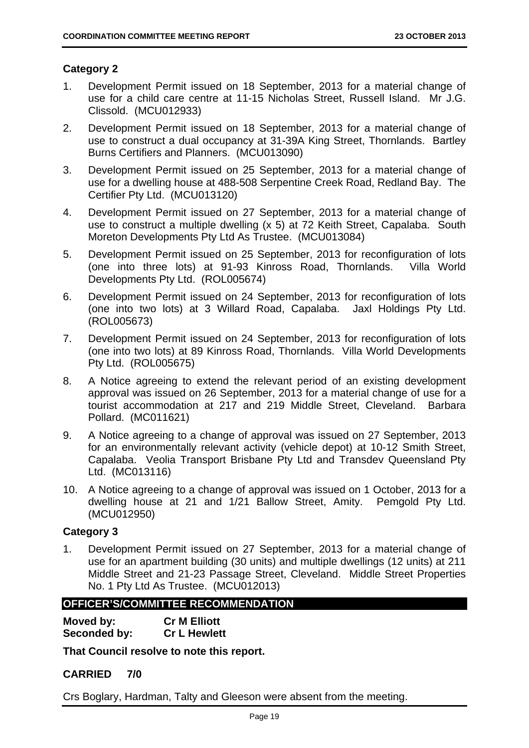### Category 2

1. Development Permit issued on 18 September, 2013 for a material change of use for a child care centre at 11-15 Nicholas Street, Russell Island. Mr J.G. Clissold. (MCU012933)
2. Development Permit issued on 18 September, 2013 for a material change of use to construct a dual occupancy at 31-39A King Street, Thornlands. Bartley Burns Certifiers and Planners. (MCU013090)
3. Development Permit issued on 25 September, 2013 for a material change of use for a dwelling house at 488-508 Serpentine Creek Road, Redland Bay. The Certifier Pty Ltd. (MCU013120)
4. Development Permit issued on 27 September, 2013 for a material change of use to construct a multiple dwelling (x 5) at 72 Keith Street, Capalaba. South Moreton Developments Pty Ltd As Trustee. (MCU013084)
5. Development Permit issued on 25 September, 2013 for reconfiguration of lots (one into three lots) at 91-93 Kinross Road, Thornlands. Villa World Developments Pty Ltd. (ROL005674)
6. Development Permit issued on 24 September, 2013 for reconfiguration of lots (one into two lots) at 3 Willard Road, Capalaba. Jaxl Holdings Pty Ltd. (ROL005673)
7. Development Permit issued on 24 September, 2013 for reconfiguration of lots (one into two lots) at 89 Kinross Road, Thornlands. Villa World Developments Pty Ltd. (ROL005675)
8. A Notice agreeing to extend the relevant period of an existing development approval was issued on 26 September, 2013 for a material change of use for a tourist accommodation at 217 and 219 Middle Street, Cleveland. Barbara Pollard. (MC011621)
9. A Notice agreeing to a change of approval was issued on 27 September, 2013 for an environmentally relevant activity (vehicle depot) at 10-12 Smith Street, Capalaba. Veolia Transport Brisbane Pty Ltd and Transdev Queensland Pty Ltd. (MC013116)
10. A Notice agreeing to a change of approval was issued on 1 October, 2013 for a dwelling house at 21 and 1/21 Ballow Street, Amity. Pemgold Pty Ltd. (MCU012950)

### Category 3

1. Development Permit issued on 27 September, 2013 for a material change of use for an apartment building (30 units) and multiple dwellings (12 units) at 211 Middle Street and 21-23 Passage Street, Cleveland. Middle Street Properties No. 1 Pty Ltd As Trustee. (MCU012013)

## OFFICER'S/COMMITTEE RECOMMENDATION

**Moved by:** **Cr M Elliott**
**Seconded by:** **Cr L Hewlett**

**That Council resolve to note this report.**

**CARRIED 7/0**

Crs Boglary, Hardman, Talty and Gleeson were absent from the meeting.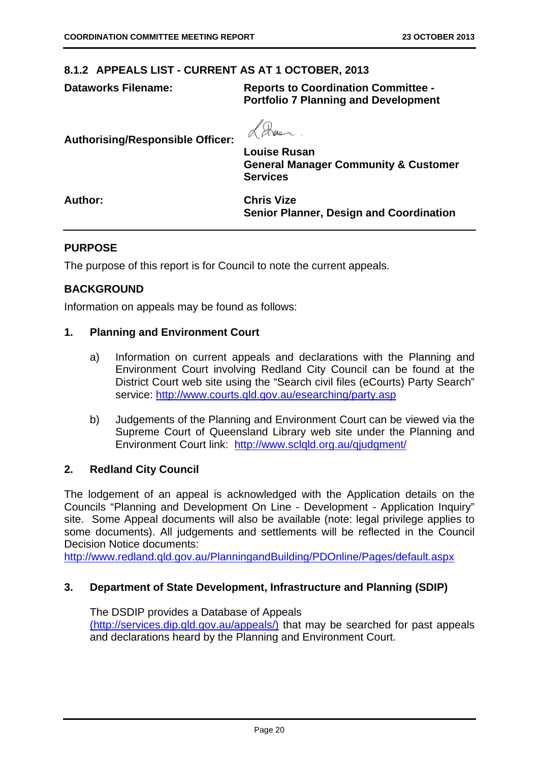## 8.1.2 APPEALS LIST - CURRENT AS AT 1 OCTOBER, 2013

**Dataworks Filename:** **Reports to Coordination Committee - Portfolio 7 Planning and Development**

**Authorising/Responsible Officer:** **Louise Rusan**
**General Manager Community & Customer Services**

**Author:** **Chris Vize**
**Senior Planner, Design and Coordination**

---

### PURPOSE

The purpose of this report is for Council to note the current appeals.

### BACKGROUND

Information on appeals may be found as follows:

**1. Planning and Environment Court**

a) Information on current appeals and declarations with the Planning and Environment Court involving Redland City Council can be found at the District Court web site using the "Search civil files (eCourts) Party Search" service: http://www.courts.qld.gov.au/esearching/party.asp

b) Judgements of the Planning and Environment Court can be viewed via the Supreme Court of Queensland Library web site under the Planning and Environment Court link: http://www.sclqld.org.au/qjudgment/

**2. Redland City Council**

The lodgement of an appeal is acknowledged with the Application details on the Councils "Planning and Development On Line - Development - Application Inquiry" site. Some Appeal documents will also be available (note: legal privilege applies to some documents). All judgements and settlements will be reflected in the Council Decision Notice documents:
http://www.redland.qld.gov.au/PlanningandBuilding/PDOnline/Pages/default.aspx

**3. Department of State Development, Infrastructure and Planning (SDIP)**

The DSDIP provides a Database of Appeals (http://services.dip.qld.gov.au/appeals/) that may be searched for past appeals and declarations heard by the Planning and Environment Court.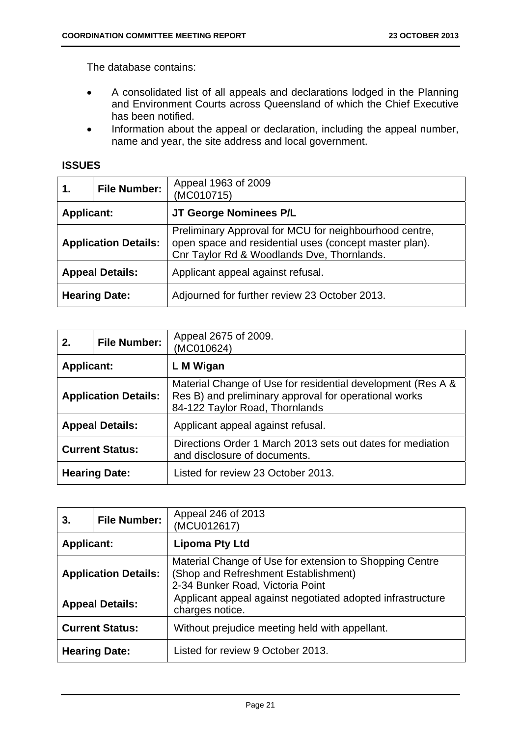The database contains:

- A consolidated list of all appeals and declarations lodged in the Planning and Environment Courts across Queensland of which the Chief Executive has been notified.
- Information about the appeal or declaration, including the appeal number, name and year, the site address and local government.

**ISSUES**

| 1. | File Number: | Appeal 1963 of 2009<br>(MC010715) |
|---|---|---|
| **Applicant:** | | **JT George Nominees P/L** |
| **Application Details:** | | Preliminary Approval for MCU for neighbourhood centre, open space and residential uses (concept master plan).<br>Cnr Taylor Rd & Woodlands Dve, Thornlands. |
| **Appeal Details:** | | Applicant appeal against refusal. |
| **Hearing Date:** | | Adjourned for further review 23 October 2013. |

| 2. | File Number: | Appeal 2675 of 2009.<br>(MC010624) |
|---|---|---|
| **Applicant:** | | **L M Wigan** |
| **Application Details:** | | Material Change of Use for residential development (Res A & Res B) and preliminary approval for operational works<br>84-122 Taylor Road, Thornlands |
| **Appeal Details:** | | Applicant appeal against refusal. |
| **Current Status:** | | Directions Order 1 March 2013 sets out dates for mediation and disclosure of documents. |
| **Hearing Date:** | | Listed for review 23 October 2013. |

| 3. | File Number: | Appeal 246 of 2013<br>(MCU012617) |
|---|---|---|
| **Applicant:** | | **Lipoma Pty Ltd** |
| **Application Details:** | | Material Change of Use for extension to Shopping Centre (Shop and Refreshment Establishment)<br>2-34 Bunker Road, Victoria Point |
| **Appeal Details:** | | Applicant appeal against negotiated adopted infrastructure charges notice. |
| **Current Status:** | | Without prejudice meeting held with appellant. |
| **Hearing Date:** | | Listed for review 9 October 2013. |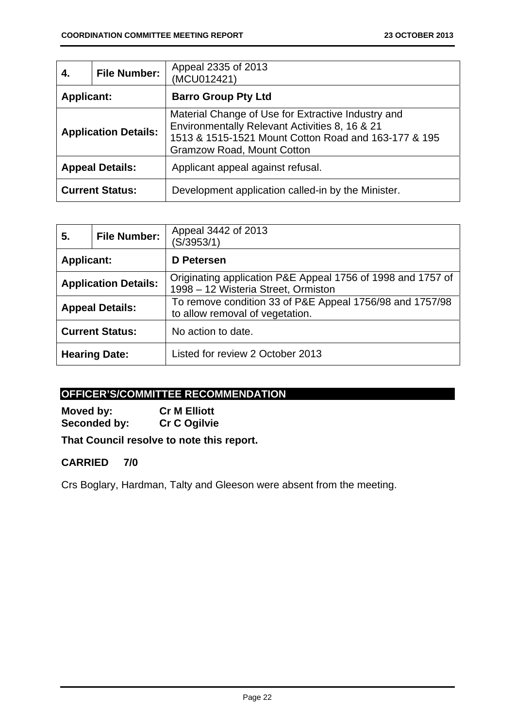| 4. | File Number: | Appeal 2335 of 2013 (MCU012421) |
|---|---|---|
| **Applicant:** | | **Barro Group Pty Ltd** |
| **Application Details:** | | Material Change of Use for Extractive Industry and Environmentally Relevant Activities 8, 16 & 21<br>1513 & 1515-1521 Mount Cotton Road and 163-177 & 195 Gramzow Road, Mount Cotton |
| **Appeal Details:** | | Applicant appeal against refusal. |
| **Current Status:** | | Development application called-in by the Minister. |

| 5. | File Number: | Appeal 3442 of 2013 (S/3953/1) |
|---|---|---|
| **Applicant:** | | **D Petersen** |
| **Application Details:** | | Originating application P&E Appeal 1756 of 1998 and 1757 of 1998 – 12 Wisteria Street, Ormiston |
| **Appeal Details:** | | To remove condition 33 of P&E Appeal 1756/98 and 1757/98 to allow removal of vegetation. |
| **Current Status:** | | No action to date. |
| **Hearing Date:** | | Listed for review 2 October 2013 |

## OFFICER'S/COMMITTEE RECOMMENDATION

**Moved by:** **Cr M Elliott**
**Seconded by:** **Cr C Ogilvie**

**That Council resolve to note this report.**

**CARRIED 7/0**

Crs Boglary, Hardman, Talty and Gleeson were absent from the meeting.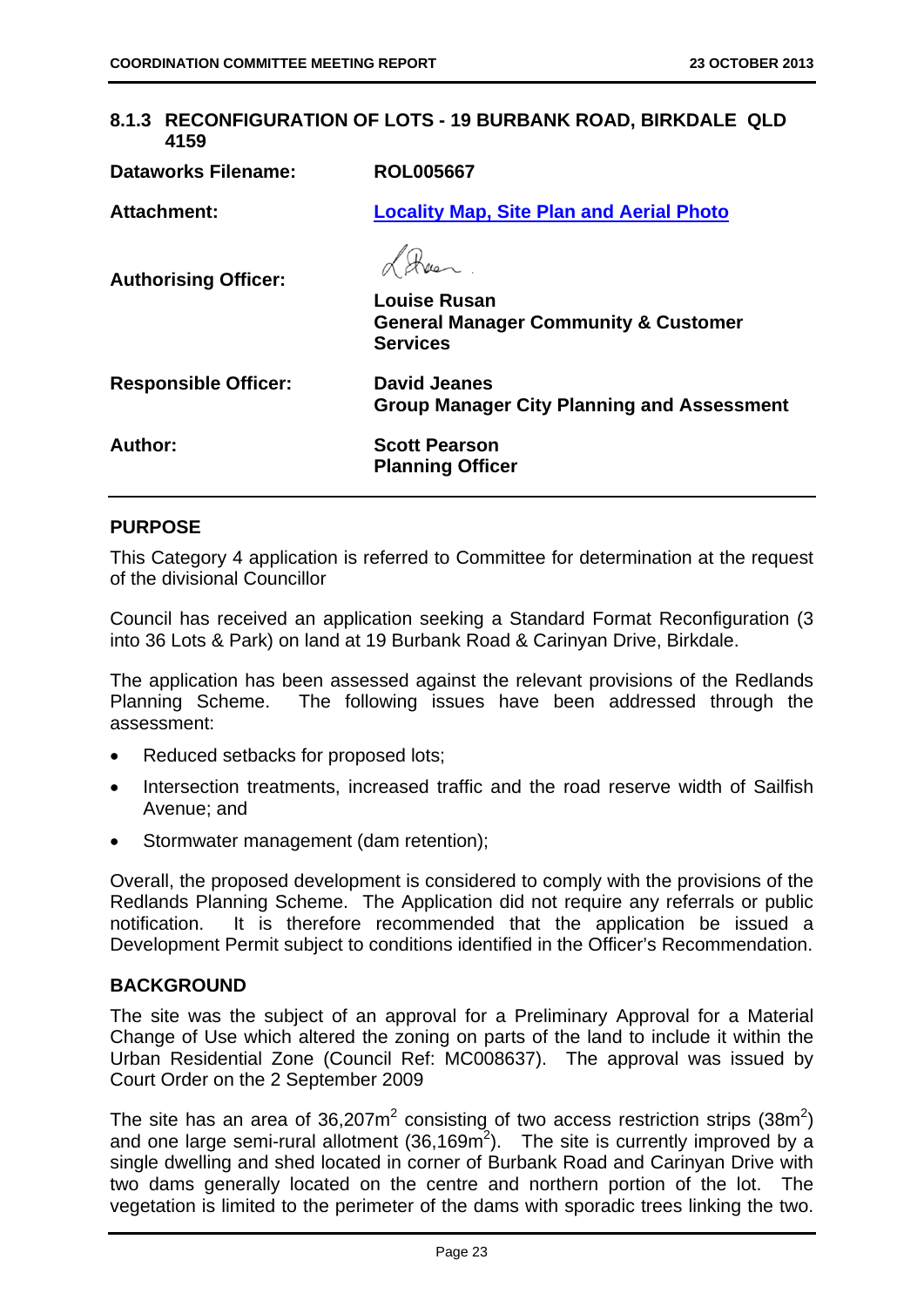## 8.1.3 RECONFIGURATION OF LOTS - 19 BURBANK ROAD, BIRKDALE QLD 4159

| | |
|---|---|
| **Dataworks Filename:** | **ROL005667** |
| **Attachment:** | **Locality Map, Site Plan and Aerial Photo** |
| **Authorising Officer:** | **Louise Rusan**<br>**General Manager Community & Customer Services** |
| **Responsible Officer:** | **David Jeanes**<br>**Group Manager City Planning and Assessment** |
| **Author:** | **Scott Pearson**<br>**Planning Officer** |

### PURPOSE

This Category 4 application is referred to Committee for determination at the request of the divisional Councillor

Council has received an application seeking a Standard Format Reconfiguration (3 into 36 Lots & Park) on land at 19 Burbank Road & Carinyan Drive, Birkdale.

The application has been assessed against the relevant provisions of the Redlands Planning Scheme. The following issues have been addressed through the assessment:

- Reduced setbacks for proposed lots;
- Intersection treatments, increased traffic and the road reserve width of Sailfish Avenue; and
- Stormwater management (dam retention);

Overall, the proposed development is considered to comply with the provisions of the Redlands Planning Scheme. The Application did not require any referrals or public notification. It is therefore recommended that the application be issued a Development Permit subject to conditions identified in the Officer's Recommendation.

### BACKGROUND

The site was the subject of an approval for a Preliminary Approval for a Material Change of Use which altered the zoning on parts of the land to include it within the Urban Residential Zone (Council Ref: MC008637). The approval was issued by Court Order on the 2 September 2009

The site has an area of 36,207m$^2$ consisting of two access restriction strips (38m$^2$) and one large semi-rural allotment (36,169m$^2$). The site is currently improved by a single dwelling and shed located in corner of Burbank Road and Carinyan Drive with two dams generally located on the centre and northern portion of the lot. The vegetation is limited to the perimeter of the dams with sporadic trees linking the two.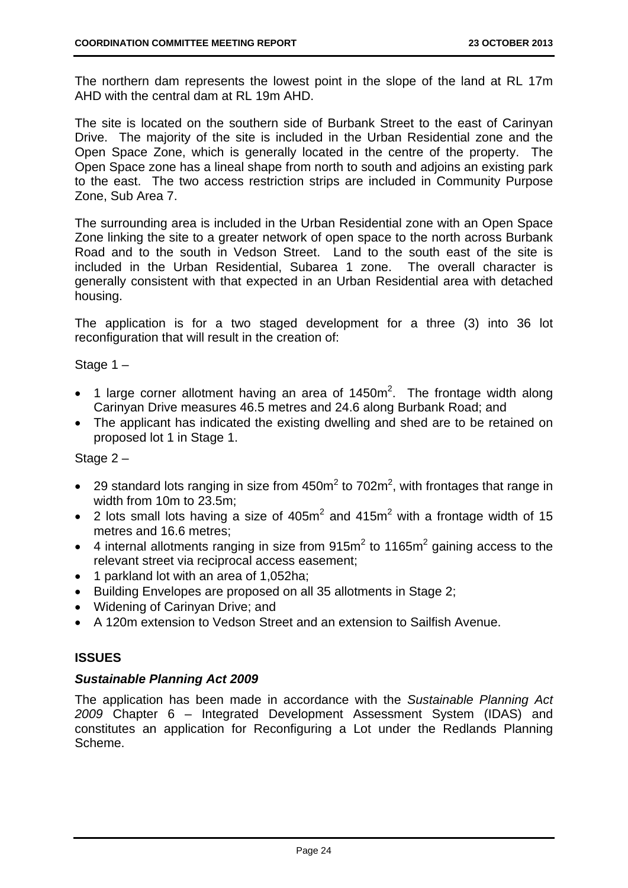The northern dam represents the lowest point in the slope of the land at RL 17m AHD with the central dam at RL 19m AHD.

The site is located on the southern side of Burbank Street to the east of Carinyan Drive. The majority of the site is included in the Urban Residential zone and the Open Space Zone, which is generally located in the centre of the property. The Open Space zone has a lineal shape from north to south and adjoins an existing park to the east. The two access restriction strips are included in Community Purpose Zone, Sub Area 7.

The surrounding area is included in the Urban Residential zone with an Open Space Zone linking the site to a greater network of open space to the north across Burbank Road and to the south in Vedson Street. Land to the south east of the site is included in the Urban Residential, Subarea 1 zone. The overall character is generally consistent with that expected in an Urban Residential area with detached housing.

The application is for a two staged development for a three (3) into 36 lot reconfiguration that will result in the creation of:

Stage 1 –

- 1 large corner allotment having an area of 1450m$^2$. The frontage width along Carinyan Drive measures 46.5 metres and 24.6 along Burbank Road; and
- The applicant has indicated the existing dwelling and shed are to be retained on proposed lot 1 in Stage 1.

Stage 2 –

- 29 standard lots ranging in size from 450m$^2$ to 702m$^2$, with frontages that range in width from 10m to 23.5m;
- 2 lots small lots having a size of 405m$^2$ and 415m$^2$ with a frontage width of 15 metres and 16.6 metres;
- 4 internal allotments ranging in size from 915m$^2$ to 1165m$^2$ gaining access to the relevant street via reciprocal access easement;
- 1 parkland lot with an area of 1,052ha;
- Building Envelopes are proposed on all 35 allotments in Stage 2;
- Widening of Carinyan Drive; and
- A 120m extension to Vedson Street and an extension to Sailfish Avenue.

## ISSUES

### *Sustainable Planning Act 2009*

The application has been made in accordance with the *Sustainable Planning Act 2009* Chapter 6 – Integrated Development Assessment System (IDAS) and constitutes an application for Reconfiguring a Lot under the Redlands Planning Scheme.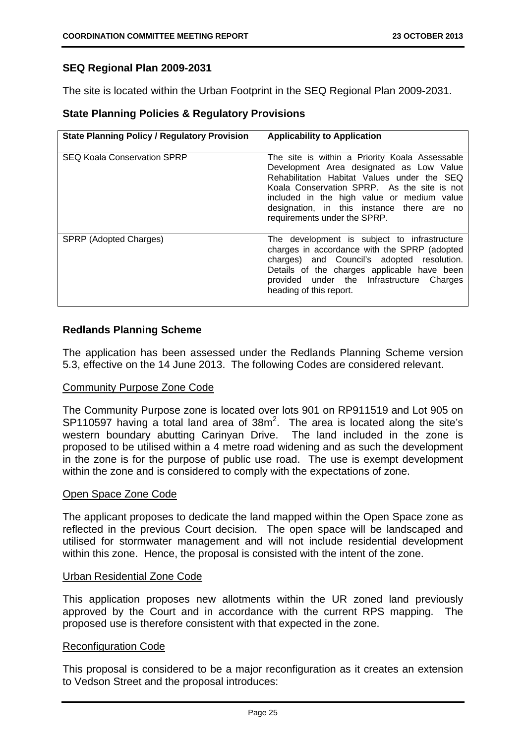## SEQ Regional Plan 2009-2031

The site is located within the Urban Footprint in the SEQ Regional Plan 2009-2031.

## State Planning Policies & Regulatory Provisions

| State Planning Policy / Regulatory Provision | Applicability to Application |
|---|---|
| SEQ Koala Conservation SPRP | The site is within a Priority Koala Assessable Development Area designated as Low Value Rehabilitation Habitat Values under the SEQ Koala Conservation SPRP. As the site is not included in the high value or medium value designation, in this instance there are no requirements under the SPRP. |
| SPRP (Adopted Charges) | The development is subject to infrastructure charges in accordance with the SPRP (adopted charges) and Council's adopted resolution. Details of the charges applicable have been provided under the Infrastructure Charges heading of this report. |

## Redlands Planning Scheme

The application has been assessed under the Redlands Planning Scheme version 5.3, effective on the 14 June 2013. The following Codes are considered relevant.

Community Purpose Zone Code

The Community Purpose zone is located over lots 901 on RP911519 and Lot 905 on SP110597 having a total land area of 38m$^2$. The area is located along the site's western boundary abutting Carinyan Drive. The land included in the zone is proposed to be utilised within a 4 metre road widening and as such the development in the zone is for the purpose of public use road. The use is exempt development within the zone and is considered to comply with the expectations of zone.

Open Space Zone Code

The applicant proposes to dedicate the land mapped within the Open Space zone as reflected in the previous Court decision. The open space will be landscaped and utilised for stormwater management and will not include residential development within this zone. Hence, the proposal is consisted with the intent of the zone.

Urban Residential Zone Code

This application proposes new allotments within the UR zoned land previously approved by the Court and in accordance with the current RPS mapping. The proposed use is therefore consistent with that expected in the zone.

Reconfiguration Code

This proposal is considered to be a major reconfiguration as it creates an extension to Vedson Street and the proposal introduces: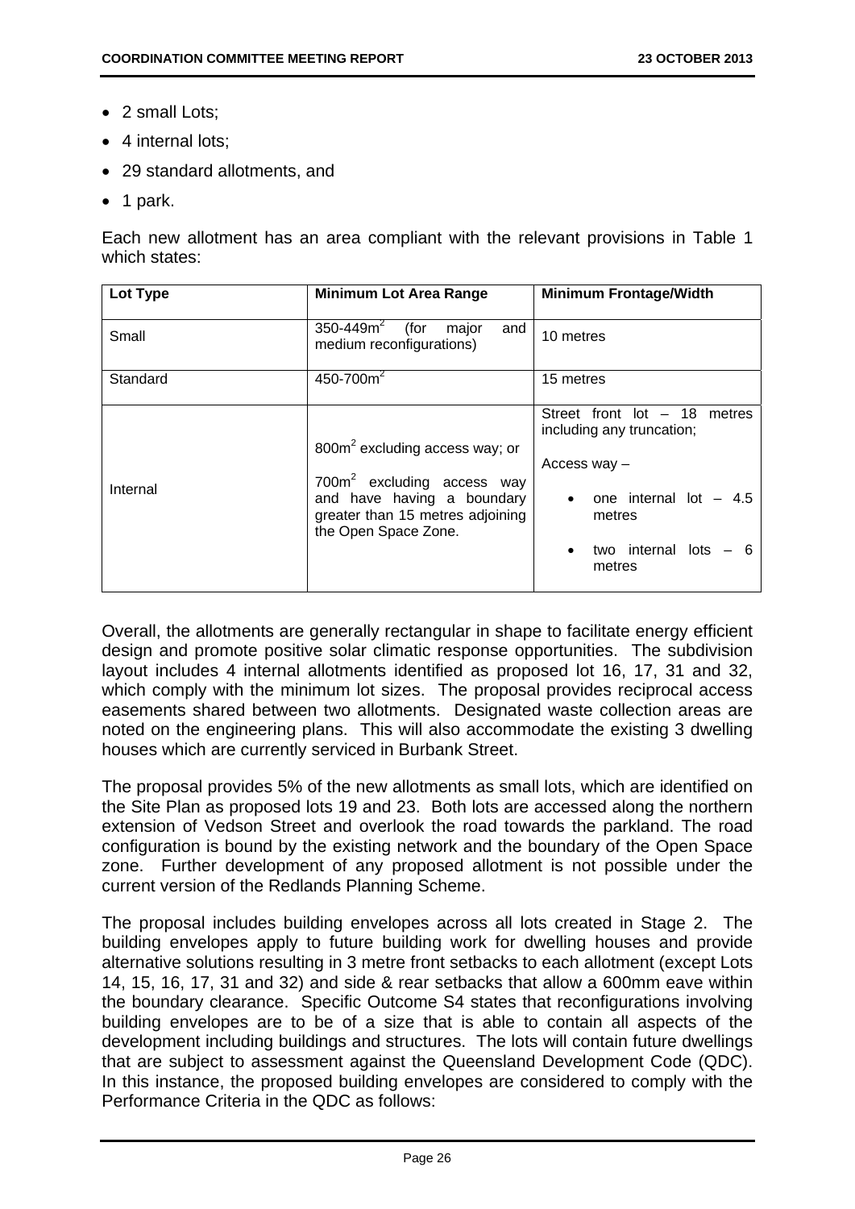- 2 small Lots;
- 4 internal lots;
- 29 standard allotments, and
- 1 park.

Each new allotment has an area compliant with the relevant provisions in Table 1 which states:

| Lot Type | Minimum Lot Area Range | Minimum Frontage/Width |
|---|---|---|
| Small | 350-449m$^2$ (for major and medium reconfigurations) | 10 metres |
| Standard | 450-700m$^2$ | 15 metres |
| Internal | 800m$^2$ excluding access way; or<br><br>700m$^2$ excluding access way and have having a boundary greater than 15 metres adjoining the Open Space Zone. | Street front lot – 18 metres including any truncation;<br><br>Access way –<br><br>• one internal lot – 4.5 metres<br><br>• two internal lots – 6 metres |

Overall, the allotments are generally rectangular in shape to facilitate energy efficient design and promote positive solar climatic response opportunities. The subdivision layout includes 4 internal allotments identified as proposed lot 16, 17, 31 and 32, which comply with the minimum lot sizes. The proposal provides reciprocal access easements shared between two allotments. Designated waste collection areas are noted on the engineering plans. This will also accommodate the existing 3 dwelling houses which are currently serviced in Burbank Street.

The proposal provides 5% of the new allotments as small lots, which are identified on the Site Plan as proposed lots 19 and 23. Both lots are accessed along the northern extension of Vedson Street and overlook the road towards the parkland. The road configuration is bound by the existing network and the boundary of the Open Space zone. Further development of any proposed allotment is not possible under the current version of the Redlands Planning Scheme.

The proposal includes building envelopes across all lots created in Stage 2. The building envelopes apply to future building work for dwelling houses and provide alternative solutions resulting in 3 metre front setbacks to each allotment (except Lots 14, 15, 16, 17, 31 and 32) and side & rear setbacks that allow a 600mm eave within the boundary clearance. Specific Outcome S4 states that reconfigurations involving building envelopes are to be of a size that is able to contain all aspects of the development including buildings and structures. The lots will contain future dwellings that are subject to assessment against the Queensland Development Code (QDC). In this instance, the proposed building envelopes are considered to comply with the Performance Criteria in the QDC as follows: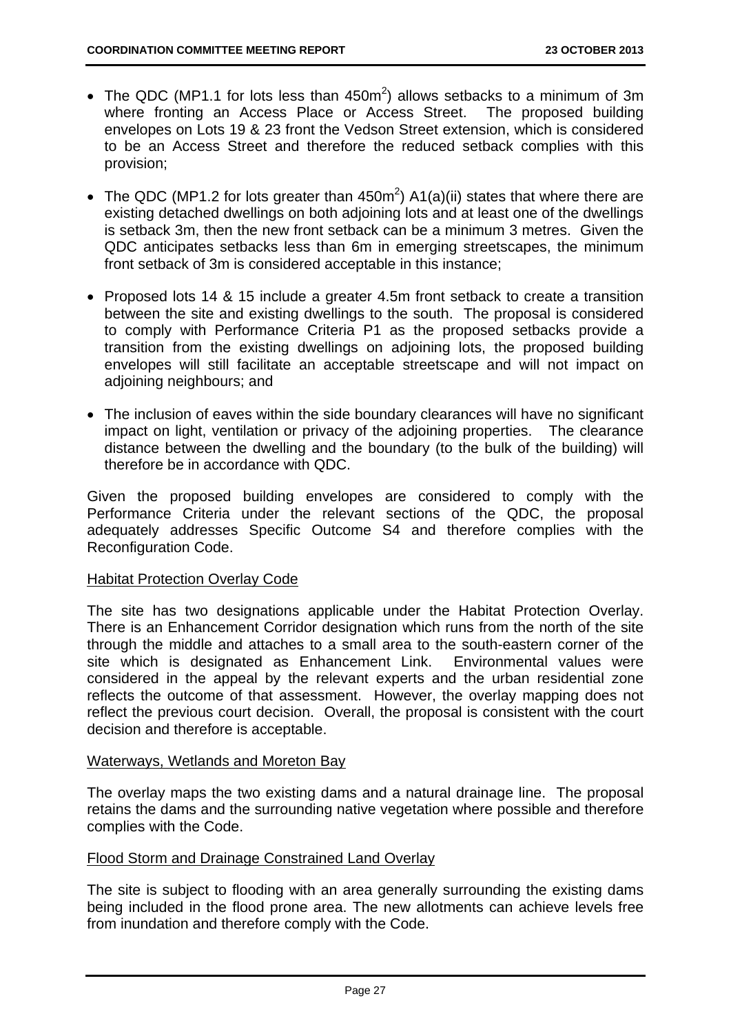- The QDC (MP1.1 for lots less than $450m^2$) allows setbacks to a minimum of 3m where fronting an Access Place or Access Street. The proposed building envelopes on Lots 19 & 23 front the Vedson Street extension, which is considered to be an Access Street and therefore the reduced setback complies with this provision;

- The QDC (MP1.2 for lots greater than $450m^2$) A1(a)(ii) states that where there are existing detached dwellings on both adjoining lots and at least one of the dwellings is setback 3m, then the new front setback can be a minimum 3 metres. Given the QDC anticipates setbacks less than 6m in emerging streetscapes, the minimum front setback of 3m is considered acceptable in this instance;

- Proposed lots 14 & 15 include a greater 4.5m front setback to create a transition between the site and existing dwellings to the south. The proposal is considered to comply with Performance Criteria P1 as the proposed setbacks provide a transition from the existing dwellings on adjoining lots, the proposed building envelopes will still facilitate an acceptable streetscape and will not impact on adjoining neighbours; and

- The inclusion of eaves within the side boundary clearances will have no significant impact on light, ventilation or privacy of the adjoining properties. The clearance distance between the dwelling and the boundary (to the bulk of the building) will therefore be in accordance with QDC.

Given the proposed building envelopes are considered to comply with the Performance Criteria under the relevant sections of the QDC, the proposal adequately addresses Specific Outcome S4 and therefore complies with the Reconfiguration Code.

<u>Habitat Protection Overlay Code</u>

The site has two designations applicable under the Habitat Protection Overlay. There is an Enhancement Corridor designation which runs from the north of the site through the middle and attaches to a small area to the south-eastern corner of the site which is designated as Enhancement Link. Environmental values were considered in the appeal by the relevant experts and the urban residential zone reflects the outcome of that assessment. However, the overlay mapping does not reflect the previous court decision. Overall, the proposal is consistent with the court decision and therefore is acceptable.

<u>Waterways, Wetlands and Moreton Bay</u>

The overlay maps the two existing dams and a natural drainage line. The proposal retains the dams and the surrounding native vegetation where possible and therefore complies with the Code.

<u>Flood Storm and Drainage Constrained Land Overlay</u>

The site is subject to flooding with an area generally surrounding the existing dams being included in the flood prone area. The new allotments can achieve levels free from inundation and therefore comply with the Code.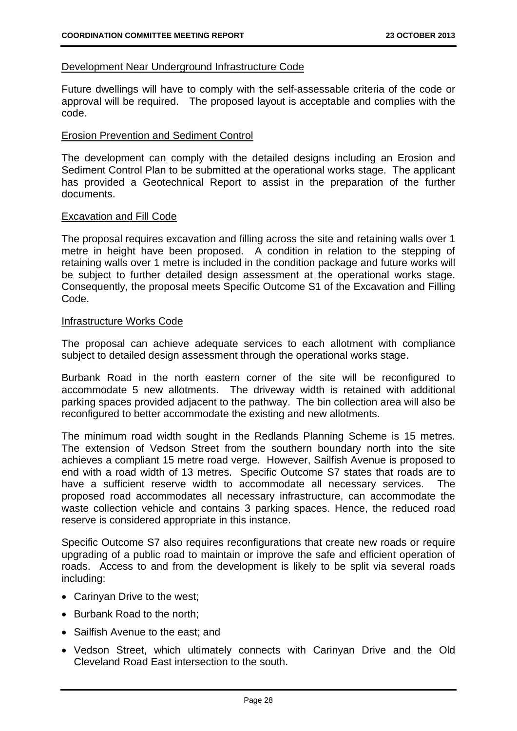<u>Development Near Underground Infrastructure Code</u>

Future dwellings will have to comply with the self-assessable criteria of the code or approval will be required. The proposed layout is acceptable and complies with the code.

<u>Erosion Prevention and Sediment Control</u>

The development can comply with the detailed designs including an Erosion and Sediment Control Plan to be submitted at the operational works stage. The applicant has provided a Geotechnical Report to assist in the preparation of the further documents.

<u>Excavation and Fill Code</u>

The proposal requires excavation and filling across the site and retaining walls over 1 metre in height have been proposed. A condition in relation to the stepping of retaining walls over 1 metre is included in the condition package and future works will be subject to further detailed design assessment at the operational works stage. Consequently, the proposal meets Specific Outcome S1 of the Excavation and Filling Code.

<u>Infrastructure Works Code</u>

The proposal can achieve adequate services to each allotment with compliance subject to detailed design assessment through the operational works stage.

Burbank Road in the north eastern corner of the site will be reconfigured to accommodate 5 new allotments. The driveway width is retained with additional parking spaces provided adjacent to the pathway. The bin collection area will also be reconfigured to better accommodate the existing and new allotments.

The minimum road width sought in the Redlands Planning Scheme is 15 metres. The extension of Vedson Street from the southern boundary north into the site achieves a compliant 15 metre road verge. However, Sailfish Avenue is proposed to end with a road width of 13 metres. Specific Outcome S7 states that roads are to have a sufficient reserve width to accommodate all necessary services. The proposed road accommodates all necessary infrastructure, can accommodate the waste collection vehicle and contains 3 parking spaces. Hence, the reduced road reserve is considered appropriate in this instance.

Specific Outcome S7 also requires reconfigurations that create new roads or require upgrading of a public road to maintain or improve the safe and efficient operation of roads. Access to and from the development is likely to be split via several roads including:

- Carinyan Drive to the west;
- Burbank Road to the north;
- Sailfish Avenue to the east; and
- Vedson Street, which ultimately connects with Carinyan Drive and the Old Cleveland Road East intersection to the south.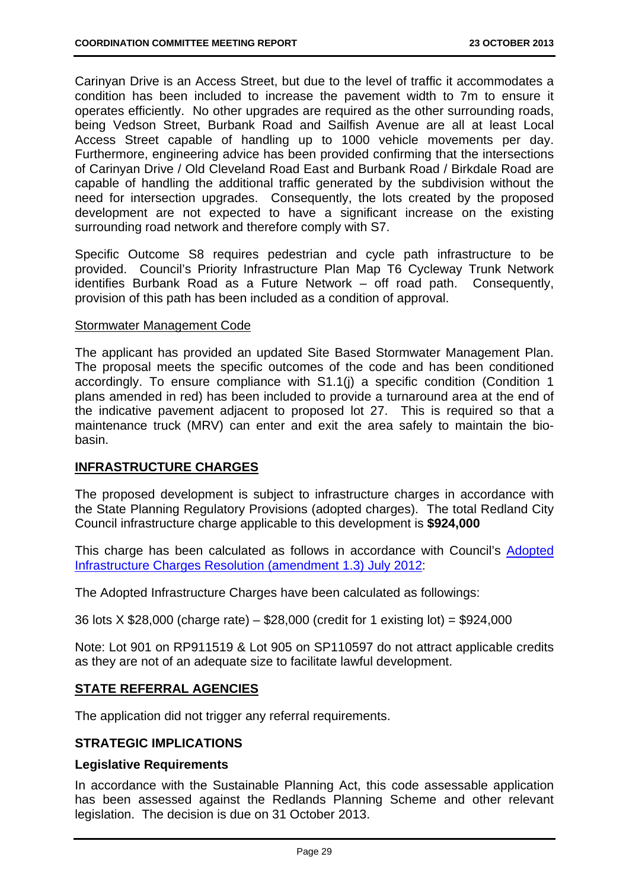Carinyan Drive is an Access Street, but due to the level of traffic it accommodates a condition has been included to increase the pavement width to 7m to ensure it operates efficiently. No other upgrades are required as the other surrounding roads, being Vedson Street, Burbank Road and Sailfish Avenue are all at least Local Access Street capable of handling up to 1000 vehicle movements per day. Furthermore, engineering advice has been provided confirming that the intersections of Carinyan Drive / Old Cleveland Road East and Burbank Road / Birkdale Road are capable of handling the additional traffic generated by the subdivision without the need for intersection upgrades. Consequently, the lots created by the proposed development are not expected to have a significant increase on the existing surrounding road network and therefore comply with S7.

Specific Outcome S8 requires pedestrian and cycle path infrastructure to be provided. Council's Priority Infrastructure Plan Map T6 Cycleway Trunk Network identifies Burbank Road as a Future Network – off road path. Consequently, provision of this path has been included as a condition of approval.

Stormwater Management Code

The applicant has provided an updated Site Based Stormwater Management Plan. The proposal meets the specific outcomes of the code and has been conditioned accordingly. To ensure compliance with S1.1(j) a specific condition (Condition 1 plans amended in red) has been included to provide a turnaround area at the end of the indicative pavement adjacent to proposed lot 27. This is required so that a maintenance truck (MRV) can enter and exit the area safely to maintain the bio-basin.

## INFRASTRUCTURE CHARGES

The proposed development is subject to infrastructure charges in accordance with the State Planning Regulatory Provisions (adopted charges). The total Redland City Council infrastructure charge applicable to this development is **$924,000**

This charge has been calculated as follows in accordance with Council's Adopted Infrastructure Charges Resolution (amendment 1.3) July 2012:

The Adopted Infrastructure Charges have been calculated as followings:

36 lots X $28,000 (charge rate) – $28,000 (credit for 1 existing lot) = $924,000

Note: Lot 901 on RP911519 & Lot 905 on SP110597 do not attract applicable credits as they are not of an adequate size to facilitate lawful development.

## STATE REFERRAL AGENCIES

The application did not trigger any referral requirements.

## STRATEGIC IMPLICATIONS

### Legislative Requirements

In accordance with the Sustainable Planning Act, this code assessable application has been assessed against the Redlands Planning Scheme and other relevant legislation. The decision is due on 31 October 2013.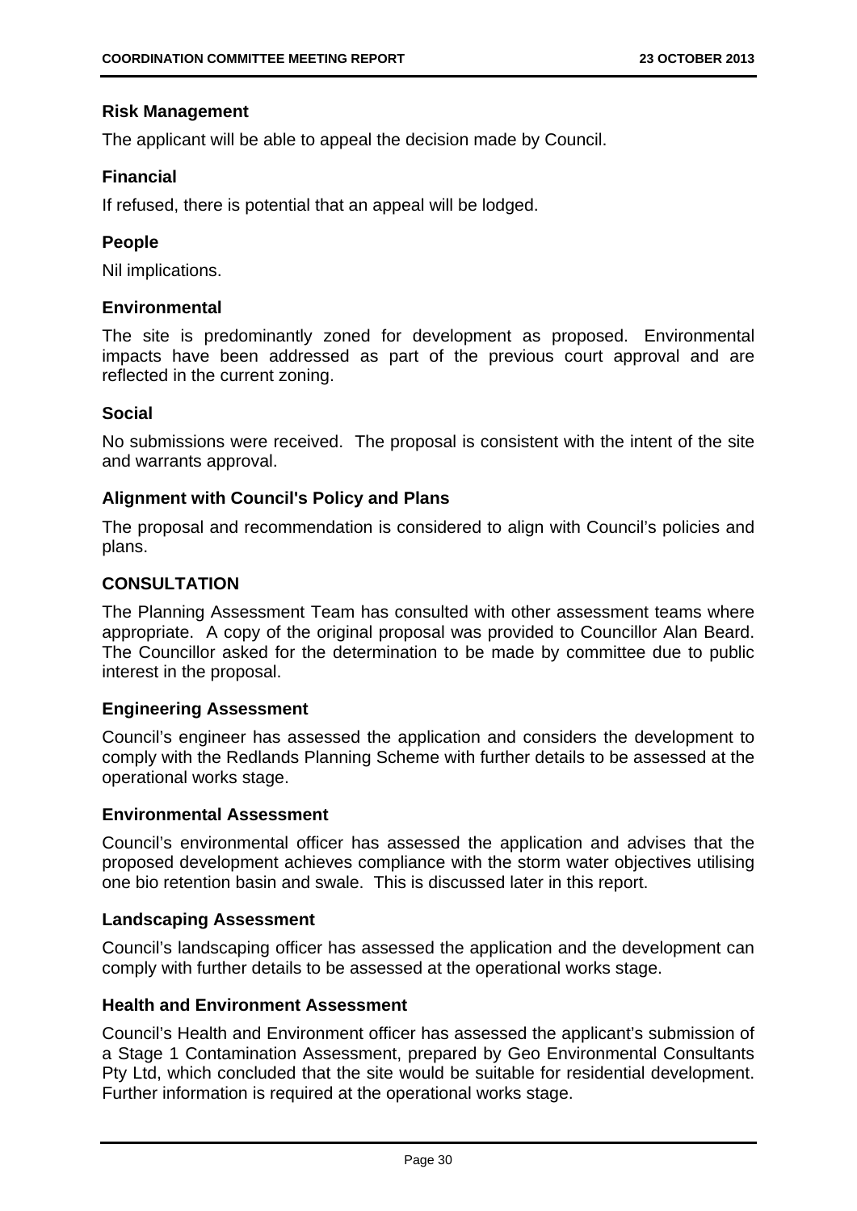### Risk Management

The applicant will be able to appeal the decision made by Council.

### Financial

If refused, there is potential that an appeal will be lodged.

### People

Nil implications.

### Environmental

The site is predominantly zoned for development as proposed. Environmental impacts have been addressed as part of the previous court approval and are reflected in the current zoning.

### Social

No submissions were received. The proposal is consistent with the intent of the site and warrants approval.

### Alignment with Council's Policy and Plans

The proposal and recommendation is considered to align with Council's policies and plans.

## CONSULTATION

The Planning Assessment Team has consulted with other assessment teams where appropriate. A copy of the original proposal was provided to Councillor Alan Beard. The Councillor asked for the determination to be made by committee due to public interest in the proposal.

### Engineering Assessment

Council's engineer has assessed the application and considers the development to comply with the Redlands Planning Scheme with further details to be assessed at the operational works stage.

### Environmental Assessment

Council's environmental officer has assessed the application and advises that the proposed development achieves compliance with the storm water objectives utilising one bio retention basin and swale. This is discussed later in this report.

### Landscaping Assessment

Council's landscaping officer has assessed the application and the development can comply with further details to be assessed at the operational works stage.

### Health and Environment Assessment

Council's Health and Environment officer has assessed the applicant's submission of a Stage 1 Contamination Assessment, prepared by Geo Environmental Consultants Pty Ltd, which concluded that the site would be suitable for residential development. Further information is required at the operational works stage.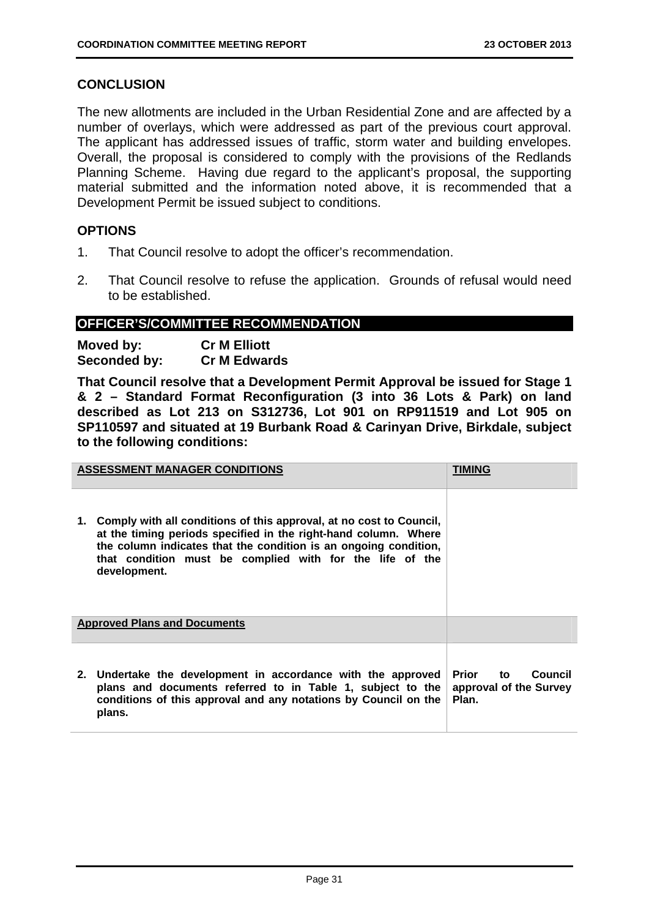## CONCLUSION

The new allotments are included in the Urban Residential Zone and are affected by a number of overlays, which were addressed as part of the previous court approval. The applicant has addressed issues of traffic, storm water and building envelopes. Overall, the proposal is considered to comply with the provisions of the Redlands Planning Scheme. Having due regard to the applicant's proposal, the supporting material submitted and the information noted above, it is recommended that a Development Permit be issued subject to conditions.

## OPTIONS

1. That Council resolve to adopt the officer's recommendation.

2. That Council resolve to refuse the application. Grounds of refusal would need to be established.

## OFFICER'S/COMMITTEE RECOMMENDATION

**Moved by:** **Cr M Elliott**
**Seconded by:** **Cr M Edwards**

**That Council resolve that a Development Permit Approval be issued for Stage 1 & 2 – Standard Format Reconfiguration (3 into 36 Lots & Park) on land described as Lot 213 on S312736, Lot 901 on RP911519 and Lot 905 on SP110597 and situated at 19 Burbank Road & Carinyan Drive, Birkdale, subject to the following conditions:**

| ASSESSMENT MANAGER CONDITIONS | TIMING |
|---|---|
| **1. Comply with all conditions of this approval, at no cost to Council, at the timing periods specified in the right-hand column. Where the column indicates that the condition is an ongoing condition, that condition must be complied with for the life of the development.** | |
| **Approved Plans and Documents** | |
| **2. Undertake the development in accordance with the approved plans and documents referred to in Table 1, subject to the conditions of this approval and any notations by Council on the plans.** | **Prior to Council approval of the Survey Plan.** |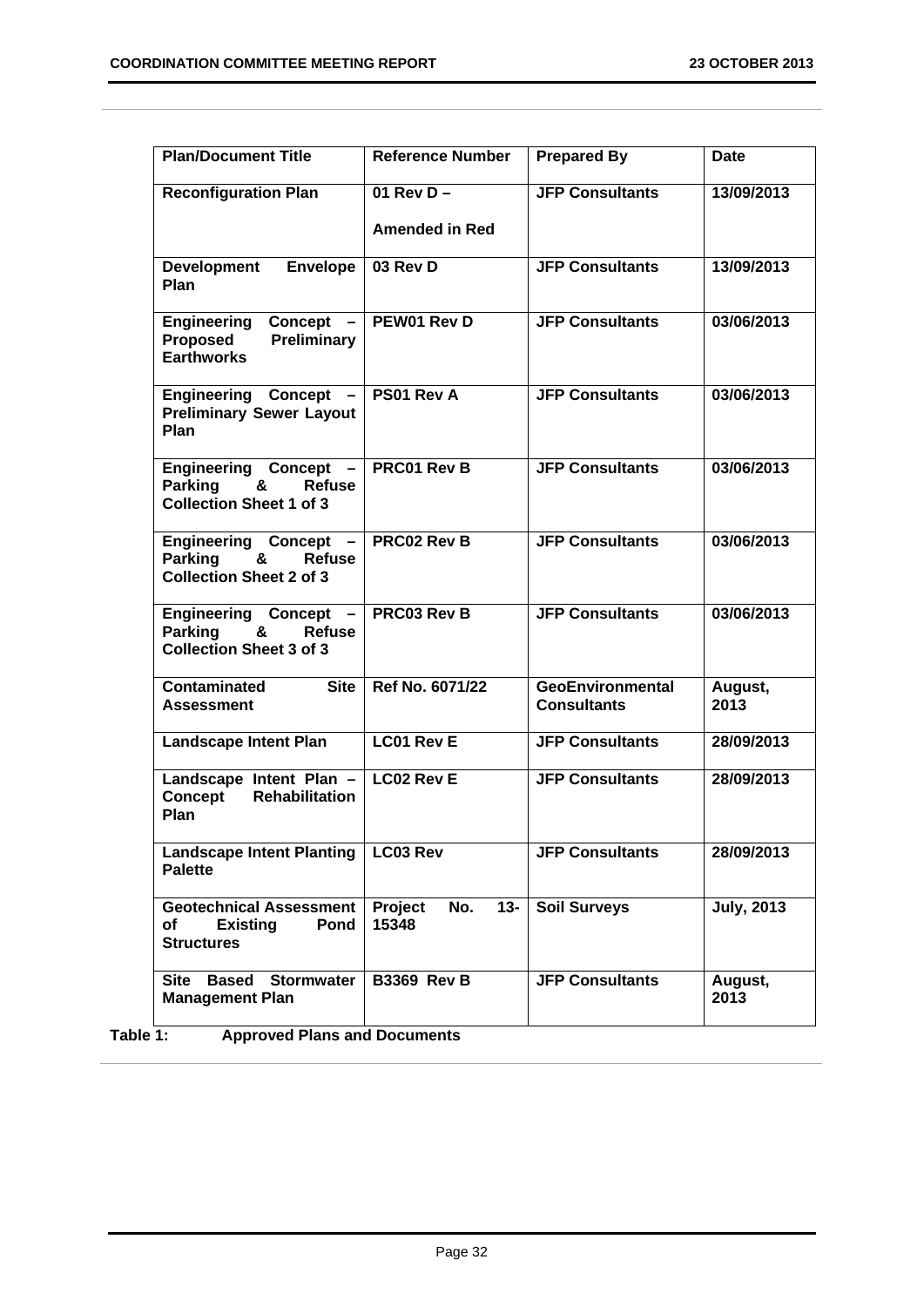| Plan/Document Title | Reference Number | Prepared By | Date |
|---|---|---|---|
| **Reconfiguration Plan** | **01 Rev D – Amended in Red** | **JFP Consultants** | **13/09/2013** |
| **Development Envelope Plan** | **03 Rev D** | **JFP Consultants** | **13/09/2013** |
| **Engineering Concept – Proposed Preliminary Earthworks** | **PEW01 Rev D** | **JFP Consultants** | **03/06/2013** |
| **Engineering Concept – Preliminary Sewer Layout Plan** | **PS01 Rev A** | **JFP Consultants** | **03/06/2013** |
| **Engineering Concept – Parking & Refuse Collection Sheet 1 of 3** | **PRC01 Rev B** | **JFP Consultants** | **03/06/2013** |
| **Engineering Concept – Parking & Refuse Collection Sheet 2 of 3** | **PRC02 Rev B** | **JFP Consultants** | **03/06/2013** |
| **Engineering Concept – Parking & Refuse Collection Sheet 3 of 3** | **PRC03 Rev B** | **JFP Consultants** | **03/06/2013** |
| **Contaminated Site Assessment** | **Ref No. 6071/22** | **GeoEnvironmental Consultants** | **August, 2013** |
| **Landscape Intent Plan** | **LC01 Rev E** | **JFP Consultants** | **28/09/2013** |
| **Landscape Intent Plan – Concept Rehabilitation Plan** | **LC02 Rev E** | **JFP Consultants** | **28/09/2013** |
| **Landscape Intent Planting Palette** | **LC03 Rev** | **JFP Consultants** | **28/09/2013** |
| **Geotechnical Assessment of Existing Pond Structures** | **Project No. 13-15348** | **Soil Surveys** | **July, 2013** |
| **Site Based Stormwater Management Plan** | **B3369 Rev B** | **JFP Consultants** | **August, 2013** |

**Table 1: Approved Plans and Documents**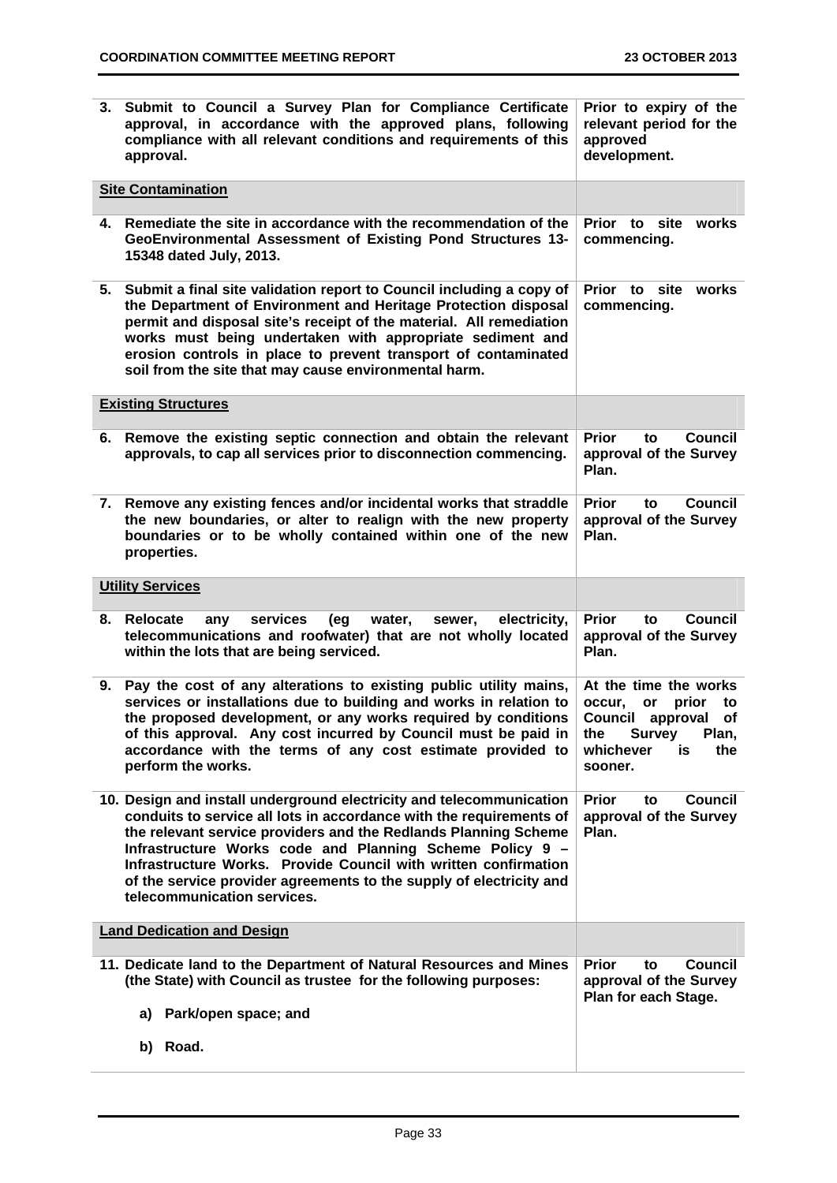| | |
|---|---|
| **3. Submit to Council a Survey Plan for Compliance Certificate approval, in accordance with the approved plans, following compliance with all relevant conditions and requirements of this approval.** | **Prior to expiry of the relevant period for the approved development.** |
| **Site Contamination** | |
| **4. Remediate the site in accordance with the recommendation of the GeoEnvironmental Assessment of Existing Pond Structures 13-15348 dated July, 2013.** | **Prior to site works commencing.** |
| **5. Submit a final site validation report to Council including a copy of the Department of Environment and Heritage Protection disposal permit and disposal site's receipt of the material. All remediation works must being undertaken with appropriate sediment and erosion controls in place to prevent transport of contaminated soil from the site that may cause environmental harm.** | **Prior to site works commencing.** |
| **Existing Structures** | |
| **6. Remove the existing septic connection and obtain the relevant approvals, to cap all services prior to disconnection commencing.** | **Prior to Council approval of the Survey Plan.** |
| **7. Remove any existing fences and/or incidental works that straddle the new boundaries, or alter to realign with the new property boundaries or to be wholly contained within one of the new properties.** | **Prior to Council approval of the Survey Plan.** |
| **Utility Services** | |
| **8. Relocate any services (eg water, sewer, electricity, telecommunications and roofwater) that are not wholly located within the lots that are being serviced.** | **Prior to Council approval of the Survey Plan.** |
| **9. Pay the cost of any alterations to existing public utility mains, services or installations due to building and works in relation to the proposed development, or any works required by conditions of this approval. Any cost incurred by Council must be paid in accordance with the terms of any cost estimate provided to perform the works.** | **At the time the works occur, or prior to Council approval of the Survey Plan, whichever is the sooner.** |
| **10. Design and install underground electricity and telecommunication conduits to service all lots in accordance with the requirements of the relevant service providers and the Redlands Planning Scheme Infrastructure Works code and Planning Scheme Policy 9 – Infrastructure Works. Provide Council with written confirmation of the service provider agreements to the supply of electricity and telecommunication services.** | **Prior to Council approval of the Survey Plan.** |
| **Land Dedication and Design** | |
| **11. Dedicate land to the Department of Natural Resources and Mines (the State) with Council as trustee for the following purposes:<br><br>a) Park/open space; and<br><br>b) Road.** | **Prior to Council approval of the Survey Plan for each Stage.** |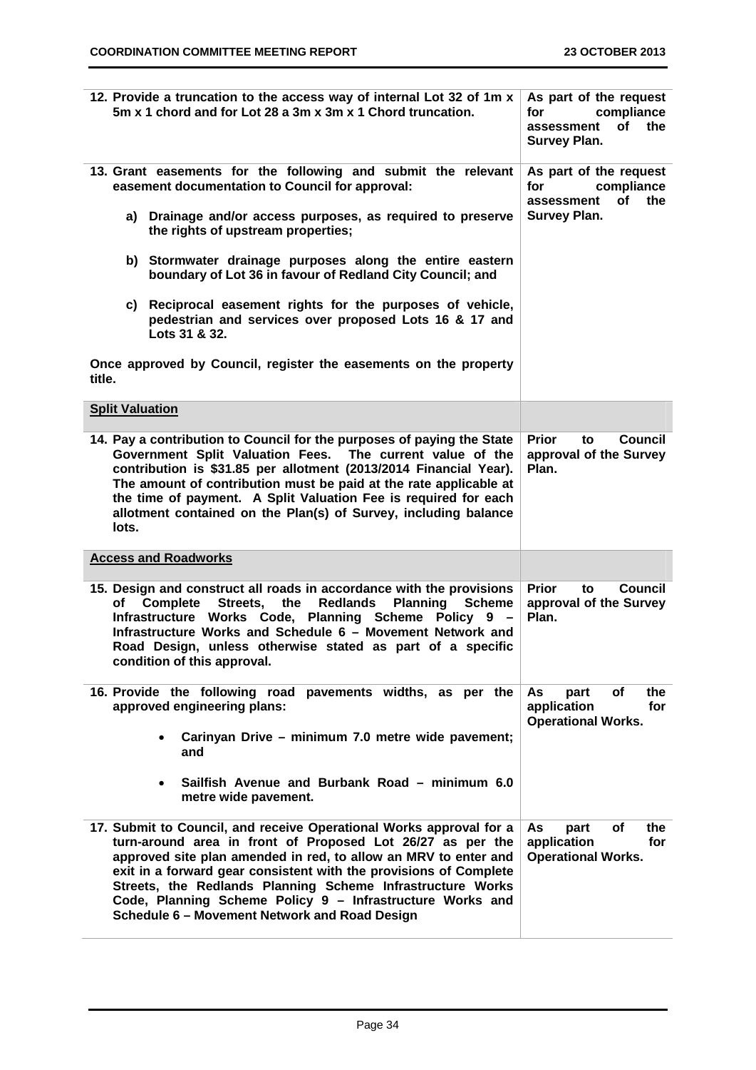| | |
|---|---|
| **12. Provide a truncation to the access way of internal Lot 32 of 1m x 5m x 1 chord and for Lot 28 a 3m x 3m x 1 Chord truncation.** | **As part of the request for compliance assessment of the Survey Plan.** |
| **13. Grant easements for the following and submit the relevant easement documentation to Council for approval:**<br><br>**a) Drainage and/or access purposes, as required to preserve the rights of upstream properties;**<br><br>**b) Stormwater drainage purposes along the entire eastern boundary of Lot 36 in favour of Redland City Council; and**<br><br>**c) Reciprocal easement rights for the purposes of vehicle, pedestrian and services over proposed Lots 16 & 17 and Lots 31 & 32.**<br><br>**Once approved by Council, register the easements on the property title.** | **As part of the request for compliance assessment of the Survey Plan.** |
| **Split Valuation** | |
| **14. Pay a contribution to Council for the purposes of paying the State Government Split Valuation Fees. The current value of the contribution is $31.85 per allotment (2013/2014 Financial Year). The amount of contribution must be paid at the rate applicable at the time of payment. A Split Valuation Fee is required for each allotment contained on the Plan(s) of Survey, including balance lots.** | **Prior to Council approval of the Survey Plan.** |
| **Access and Roadworks** | |
| **15. Design and construct all roads in accordance with the provisions of Complete Streets, the Redlands Planning Scheme Infrastructure Works Code, Planning Scheme Policy 9 – Infrastructure Works and Schedule 6 – Movement Network and Road Design, unless otherwise stated as part of a specific condition of this approval.** | **Prior to Council approval of the Survey Plan.** |
| **16. Provide the following road pavements widths, as per the approved engineering plans:**<br><br>• **Carinyan Drive – minimum 7.0 metre wide pavement; and**<br><br>• **Sailfish Avenue and Burbank Road – minimum 6.0 metre wide pavement.** | **As part of the application for Operational Works.** |
| **17. Submit to Council, and receive Operational Works approval for a turn-around area in front of Proposed Lot 26/27 as per the approved site plan amended in red, to allow an MRV to enter and exit in a forward gear consistent with the provisions of Complete Streets, the Redlands Planning Scheme Infrastructure Works Code, Planning Scheme Policy 9 – Infrastructure Works and Schedule 6 – Movement Network and Road Design** | **As part of the application for Operational Works.** |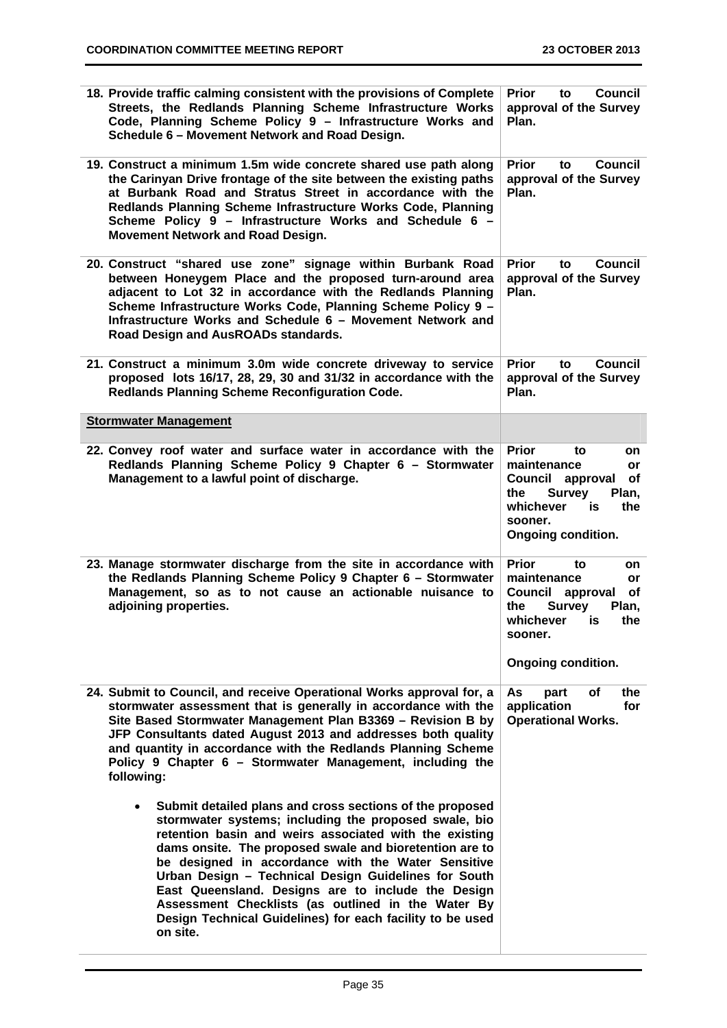| | |
|---|---|
| **18. Provide traffic calming consistent with the provisions of Complete Streets, the Redlands Planning Scheme Infrastructure Works Code, Planning Scheme Policy 9 – Infrastructure Works and Schedule 6 – Movement Network and Road Design.** | **Prior to Council approval of the Survey Plan.** |
| **19. Construct a minimum 1.5m wide concrete shared use path along the Carinyan Drive frontage of the site between the existing paths at Burbank Road and Stratus Street in accordance with the Redlands Planning Scheme Infrastructure Works Code, Planning Scheme Policy 9 – Infrastructure Works and Schedule 6 – Movement Network and Road Design.** | **Prior to Council approval of the Survey Plan.** |
| **20. Construct "shared use zone" signage within Burbank Road between Honeygem Place and the proposed turn-around area adjacent to Lot 32 in accordance with the Redlands Planning Scheme Infrastructure Works Code, Planning Scheme Policy 9 – Infrastructure Works and Schedule 6 – Movement Network and Road Design and AusROADs standards.** | **Prior to Council approval of the Survey Plan.** |
| **21. Construct a minimum 3.0m wide concrete driveway to service proposed lots 16/17, 28, 29, 30 and 31/32 in accordance with the Redlands Planning Scheme Reconfiguration Code.** | **Prior to Council approval of the Survey Plan.** |
| **<u>Stormwater Management</u>** | |
| **22. Convey roof water and surface water in accordance with the Redlands Planning Scheme Policy 9 Chapter 6 – Stormwater Management to a lawful point of discharge.** | **Prior to on maintenance or Council approval of the Survey Plan, whichever is the sooner.**<br>**Ongoing condition.** |
| **23. Manage stormwater discharge from the site in accordance with the Redlands Planning Scheme Policy 9 Chapter 6 – Stormwater Management, so as to not cause an actionable nuisance to adjoining properties.** | **Prior to on maintenance or Council approval of the Survey Plan, whichever is the sooner.**<br><br>**Ongoing condition.** |
| **24. Submit to Council, and receive Operational Works approval for, a stormwater assessment that is generally in accordance with the Site Based Stormwater Management Plan B3369 – Revision B by JFP Consultants dated August 2013 and addresses both quality and quantity in accordance with the Redlands Planning Scheme Policy 9 Chapter 6 – Stormwater Management, including the following:**<br><br>• **Submit detailed plans and cross sections of the proposed stormwater systems; including the proposed swale, bio retention basin and weirs associated with the existing dams onsite. The proposed swale and bioretention are to be designed in accordance with the Water Sensitive Urban Design – Technical Design Guidelines for South East Queensland. Designs are to include the Design Assessment Checklists (as outlined in the Water By Design Technical Guidelines) for each facility to be used on site.** | **As part of the application for Operational Works.** |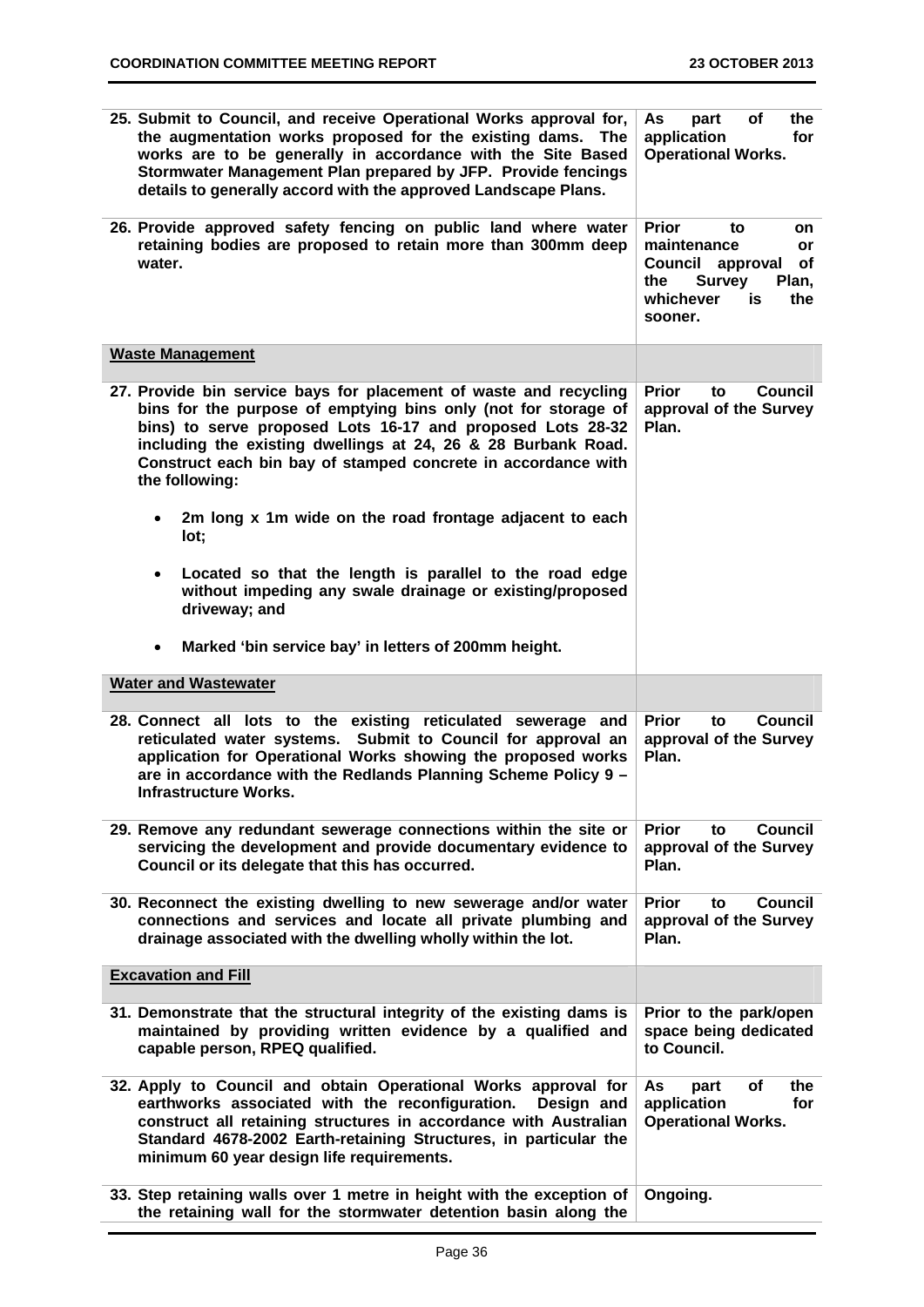| | |
|---|---|
| **25. Submit to Council, and receive Operational Works approval for, the augmentation works proposed for the existing dams. The works are to be generally in accordance with the Site Based Stormwater Management Plan prepared by JFP. Provide fencings details to generally accord with the approved Landscape Plans.** | **As part of the application for Operational Works.** |
| **26. Provide approved safety fencing on public land where water retaining bodies are proposed to retain more than 300mm deep water.** | **Prior to on maintenance or Council approval of the Survey Plan, whichever is the sooner.** |
| **Waste Management** | |
| **27. Provide bin service bays for placement of waste and recycling bins for the purpose of emptying bins only (not for storage of bins) to serve proposed Lots 16-17 and proposed Lots 28-32 including the existing dwellings at 24, 26 & 28 Burbank Road. Construct each bin bay of stamped concrete in accordance with the following:**<br><br>• **2m long x 1m wide on the road frontage adjacent to each lot;**<br><br>• **Located so that the length is parallel to the road edge without impeding any swale drainage or existing/proposed driveway; and**<br><br>• **Marked 'bin service bay' in letters of 200mm height.** | **Prior to Council approval of the Survey Plan.** |
| **Water and Wastewater** | |
| **28. Connect all lots to the existing reticulated sewerage and reticulated water systems. Submit to Council for approval an application for Operational Works showing the proposed works are in accordance with the Redlands Planning Scheme Policy 9 – Infrastructure Works.** | **Prior to Council approval of the Survey Plan.** |
| **29. Remove any redundant sewerage connections within the site or servicing the development and provide documentary evidence to Council or its delegate that this has occurred.** | **Prior to Council approval of the Survey Plan.** |
| **30. Reconnect the existing dwelling to new sewerage and/or water connections and services and locate all private plumbing and drainage associated with the dwelling wholly within the lot.** | **Prior to Council approval of the Survey Plan.** |
| **Excavation and Fill** | |
| **31. Demonstrate that the structural integrity of the existing dams is maintained by providing written evidence by a qualified and capable person, RPEQ qualified.** | **Prior to the park/open space being dedicated to Council.** |
| **32. Apply to Council and obtain Operational Works approval for earthworks associated with the reconfiguration. Design and construct all retaining structures in accordance with Australian Standard 4678-2002 Earth-retaining Structures, in particular the minimum 60 year design life requirements.** | **As part of the application for Operational Works.** |
| **33. Step retaining walls over 1 metre in height with the exception of the retaining wall for the stormwater detention basin along the** | **Ongoing.** |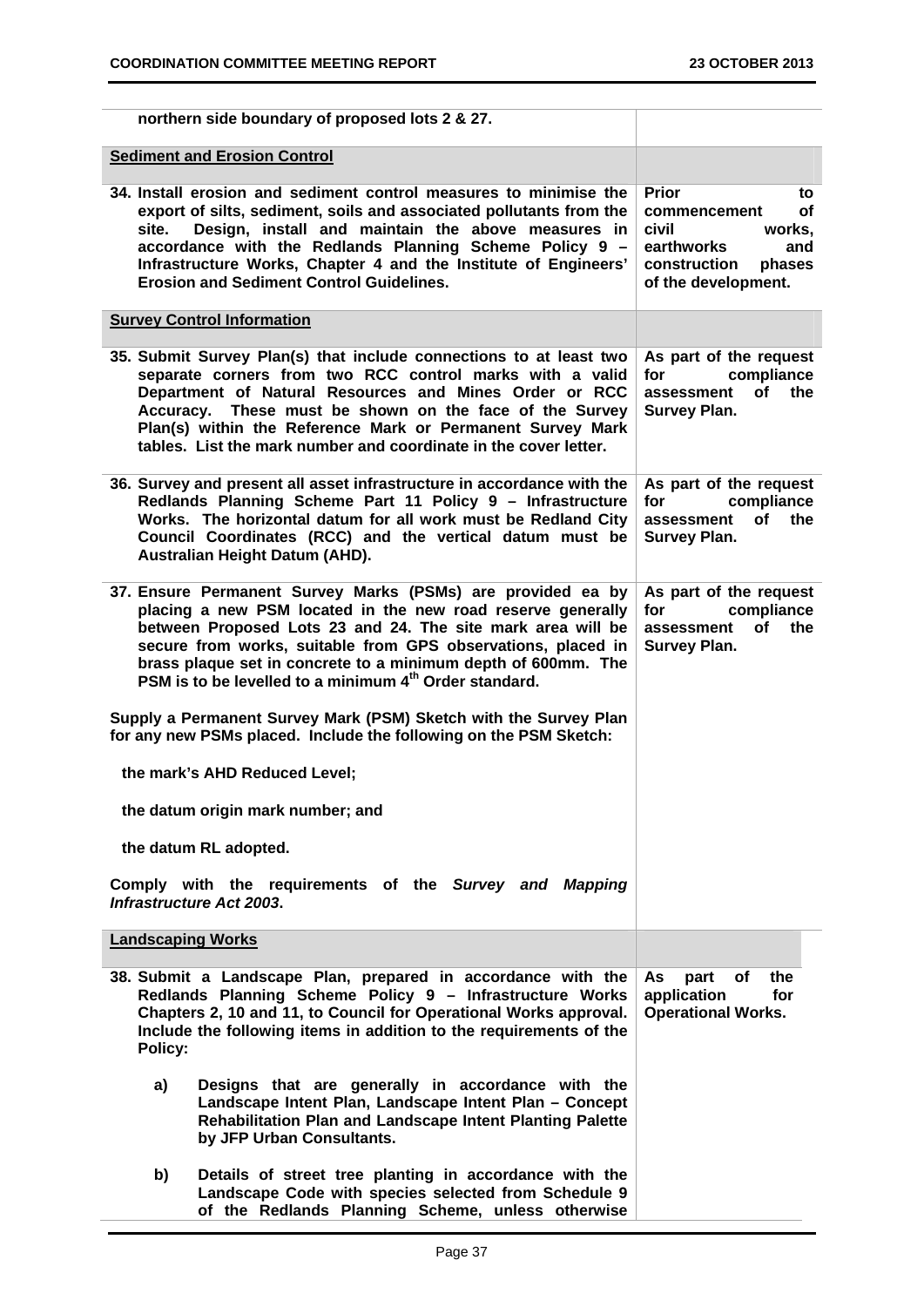| | |
|---|---|
| **northern side boundary of proposed lots 2 & 27.** | |
| **Sediment and Erosion Control** | |
| **34. Install erosion and sediment control measures to minimise the export of silts, sediment, soils and associated pollutants from the site. Design, install and maintain the above measures in accordance with the Redlands Planning Scheme Policy 9 – Infrastructure Works, Chapter 4 and the Institute of Engineers' Erosion and Sediment Control Guidelines.** | **Prior to commencement of civil works, earthworks and construction phases of the development.** |
| **Survey Control Information** | |
| **35. Submit Survey Plan(s) that include connections to at least two separate corners from two RCC control marks with a valid Department of Natural Resources and Mines Order or RCC Accuracy. These must be shown on the face of the Survey Plan(s) within the Reference Mark or Permanent Survey Mark tables. List the mark number and coordinate in the cover letter.** | **As part of the request for compliance assessment of the Survey Plan.** |
| **36. Survey and present all asset infrastructure in accordance with the Redlands Planning Scheme Part 11 Policy 9 – Infrastructure Works. The horizontal datum for all work must be Redland City Council Coordinates (RCC) and the vertical datum must be Australian Height Datum (AHD).** | **As part of the request for compliance assessment of the Survey Plan.** |
| **37. Ensure Permanent Survey Marks (PSMs) are provided ea by placing a new PSM located in the new road reserve generally between Proposed Lots 23 and 24. The site mark area will be secure from works, suitable from GPS observations, placed in brass plaque set in concrete to a minimum depth of 600mm. The PSM is to be levelled to a minimum 4th Order standard.**<br><br>**Supply a Permanent Survey Mark (PSM) Sketch with the Survey Plan for any new PSMs placed. Include the following on the PSM Sketch:**<br><br>**the mark's AHD Reduced Level;**<br><br>**the datum origin mark number; and**<br><br>**the datum RL adopted.**<br><br>**Comply with the requirements of the *Survey and Mapping Infrastructure Act 2003*.** | **As part of the request for compliance assessment of the Survey Plan.** |
| **Landscaping Works** | |
| **38. Submit a Landscape Plan, prepared in accordance with the Redlands Planning Scheme Policy 9 – Infrastructure Works Chapters 2, 10 and 11, to Council for Operational Works approval. Include the following items in addition to the requirements of the Policy:**<br><br>**a) Designs that are generally in accordance with the Landscape Intent Plan, Landscape Intent Plan – Concept Rehabilitation Plan and Landscape Intent Planting Palette by JFP Urban Consultants.**<br><br>**b) Details of street tree planting in accordance with the Landscape Code with species selected from Schedule 9 of the Redlands Planning Scheme, unless otherwise** | **As part of the application for Operational Works.** |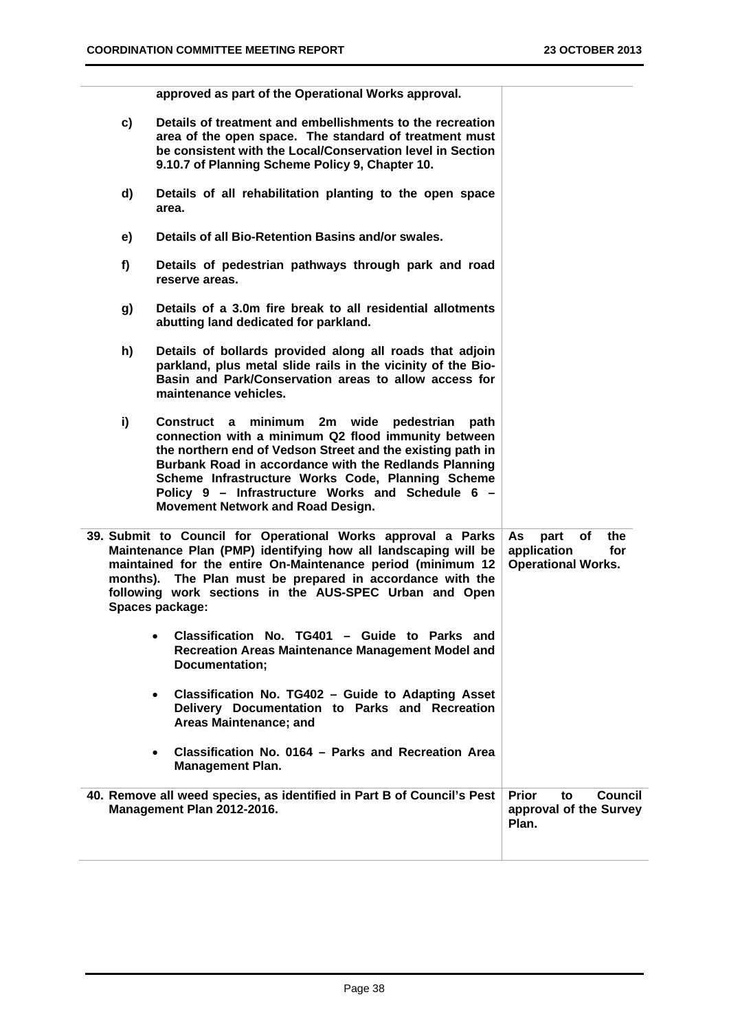| | |
|---|---|
| **approved as part of the Operational Works approval.**<br><br>**c) Details of treatment and embellishments to the recreation area of the open space. The standard of treatment must be consistent with the Local/Conservation level in Section 9.10.7 of Planning Scheme Policy 9, Chapter 10.**<br><br>**d) Details of all rehabilitation planting to the open space area.**<br><br>**e) Details of all Bio-Retention Basins and/or swales.**<br><br>**f) Details of pedestrian pathways through park and road reserve areas.**<br><br>**g) Details of a 3.0m fire break to all residential allotments abutting land dedicated for parkland.**<br><br>**h) Details of bollards provided along all roads that adjoin parkland, plus metal slide rails in the vicinity of the Bio-Basin and Park/Conservation areas to allow access for maintenance vehicles.**<br><br>**i) Construct a minimum 2m wide pedestrian path connection with a minimum Q2 flood immunity between the northern end of Vedson Street and the existing path in Burbank Road in accordance with the Redlands Planning Scheme Infrastructure Works Code, Planning Scheme Policy 9 – Infrastructure Works and Schedule 6 – Movement Network and Road Design.** | |
| **39. Submit to Council for Operational Works approval a Parks Maintenance Plan (PMP) identifying how all landscaping will be maintained for the entire On-Maintenance period (minimum 12 months). The Plan must be prepared in accordance with the following work sections in the AUS-SPEC Urban and Open Spaces package:**<br><br>• **Classification No. TG401 – Guide to Parks and Recreation Areas Maintenance Management Model and Documentation;**<br><br>• **Classification No. TG402 – Guide to Adapting Asset Delivery Documentation to Parks and Recreation Areas Maintenance; and**<br><br>• **Classification No. 0164 – Parks and Recreation Area Management Plan.** | **As part of the application for Operational Works.** |
| **40. Remove all weed species, as identified in Part B of Council's Pest Management Plan 2012-2016.** | **Prior to Council approval of the Survey Plan.** |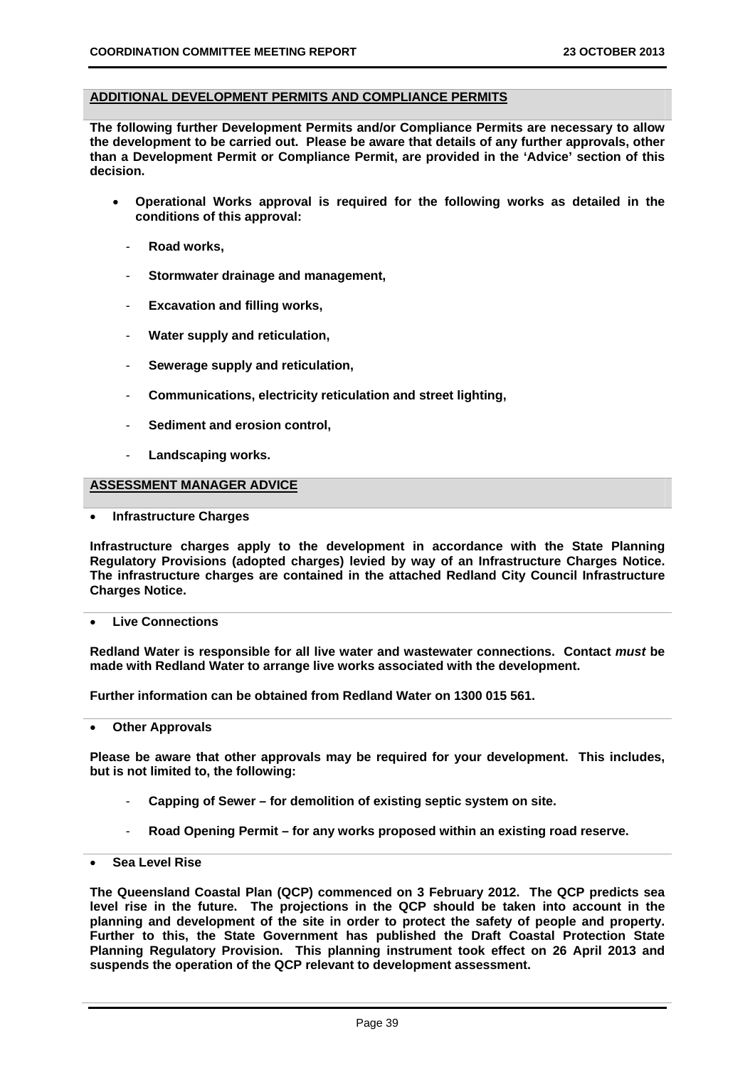## ADDITIONAL DEVELOPMENT PERMITS AND COMPLIANCE PERMITS

**The following further Development Permits and/or Compliance Permits are necessary to allow the development to be carried out. Please be aware that details of any further approvals, other than a Development Permit or Compliance Permit, are provided in the 'Advice' section of this decision.**

- **Operational Works approval is required for the following works as detailed in the conditions of this approval:**
  - **Road works,**
  - **Stormwater drainage and management,**
  - **Excavation and filling works,**
  - **Water supply and reticulation,**
  - **Sewerage supply and reticulation,**
  - **Communications, electricity reticulation and street lighting,**
  - **Sediment and erosion control,**
  - **Landscaping works.**

## ASSESSMENT MANAGER ADVICE

- **Infrastructure Charges**

**Infrastructure charges apply to the development in accordance with the State Planning Regulatory Provisions (adopted charges) levied by way of an Infrastructure Charges Notice. The infrastructure charges are contained in the attached Redland City Council Infrastructure Charges Notice.**

- **Live Connections**

**Redland Water is responsible for all live water and wastewater connections. Contact *must* be made with Redland Water to arrange live works associated with the development.**

**Further information can be obtained from Redland Water on 1300 015 561.**

- **Other Approvals**

**Please be aware that other approvals may be required for your development. This includes, but is not limited to, the following:**

  - **Capping of Sewer – for demolition of existing septic system on site.**
  - **Road Opening Permit – for any works proposed within an existing road reserve.**

- **Sea Level Rise**

**The Queensland Coastal Plan (QCP) commenced on 3 February 2012. The QCP predicts sea level rise in the future. The projections in the QCP should be taken into account in the planning and development of the site in order to protect the safety of people and property. Further to this, the State Government has published the Draft Coastal Protection State Planning Regulatory Provision. This planning instrument took effect on 26 April 2013 and suspends the operation of the QCP relevant to development assessment.**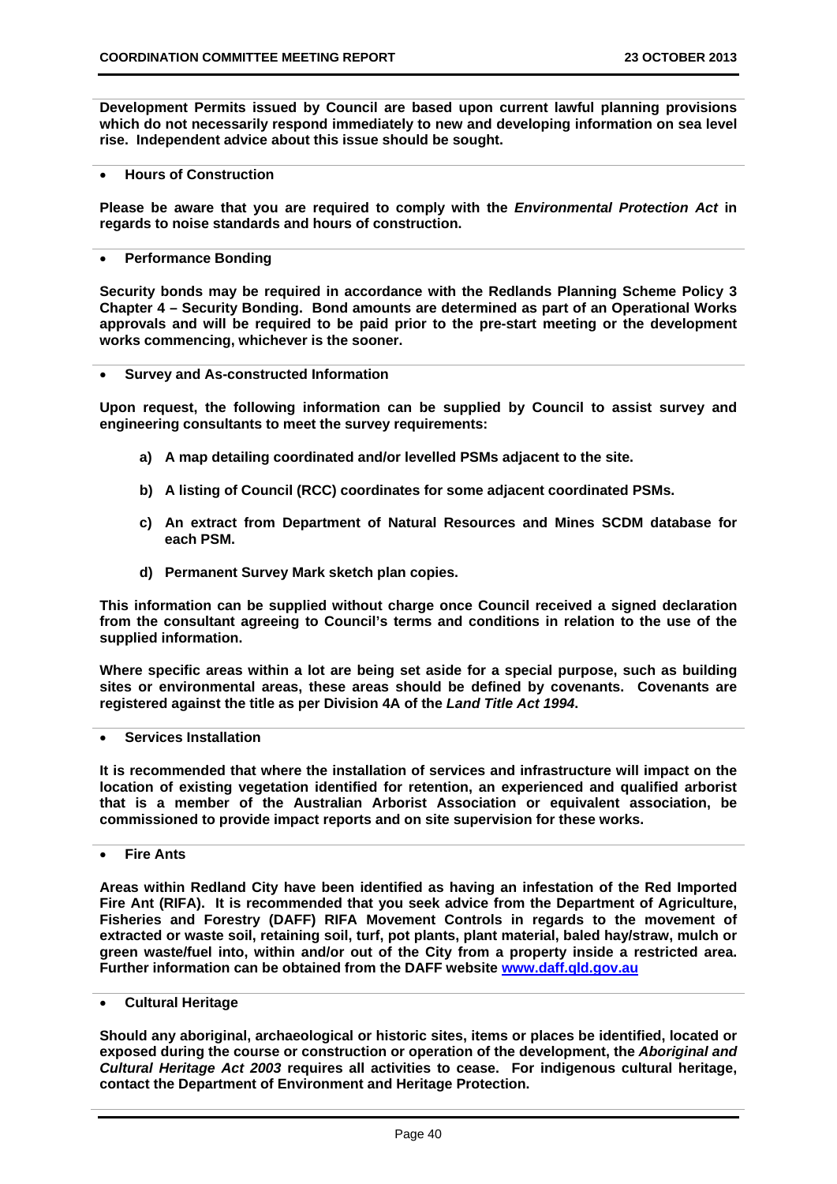**Development Permits issued by Council are based upon current lawful planning provisions which do not necessarily respond immediately to new and developing information on sea level rise. Independent advice about this issue should be sought.**

- **Hours of Construction**

**Please be aware that you are required to comply with the *Environmental Protection Act* in regards to noise standards and hours of construction.**

- **Performance Bonding**

**Security bonds may be required in accordance with the Redlands Planning Scheme Policy 3 Chapter 4 – Security Bonding. Bond amounts are determined as part of an Operational Works approvals and will be required to be paid prior to the pre-start meeting or the development works commencing, whichever is the sooner.**

- **Survey and As-constructed Information**

**Upon request, the following information can be supplied by Council to assist survey and engineering consultants to meet the survey requirements:**

a) **A map detailing coordinated and/or levelled PSMs adjacent to the site.**

b) **A listing of Council (RCC) coordinates for some adjacent coordinated PSMs.**

c) **An extract from Department of Natural Resources and Mines SCDM database for each PSM.**

d) **Permanent Survey Mark sketch plan copies.**

**This information can be supplied without charge once Council received a signed declaration from the consultant agreeing to Council's terms and conditions in relation to the use of the supplied information.**

**Where specific areas within a lot are being set aside for a special purpose, such as building sites or environmental areas, these areas should be defined by covenants. Covenants are registered against the title as per Division 4A of the *Land Title Act 1994*.**

- **Services Installation**

**It is recommended that where the installation of services and infrastructure will impact on the location of existing vegetation identified for retention, an experienced and qualified arborist that is a member of the Australian Arborist Association or equivalent association, be commissioned to provide impact reports and on site supervision for these works.**

- **Fire Ants**

**Areas within Redland City have been identified as having an infestation of the Red Imported Fire Ant (RIFA). It is recommended that you seek advice from the Department of Agriculture, Fisheries and Forestry (DAFF) RIFA Movement Controls in regards to the movement of extracted or waste soil, retaining soil, turf, pot plants, plant material, baled hay/straw, mulch or green waste/fuel into, within and/or out of the City from a property inside a restricted area. Further information can be obtained from the DAFF website www.daff.qld.gov.au**

- **Cultural Heritage**

**Should any aboriginal, archaeological or historic sites, items or places be identified, located or exposed during the course or construction or operation of the development, the *Aboriginal and Cultural Heritage Act 2003* requires all activities to cease. For indigenous cultural heritage, contact the Department of Environment and Heritage Protection.**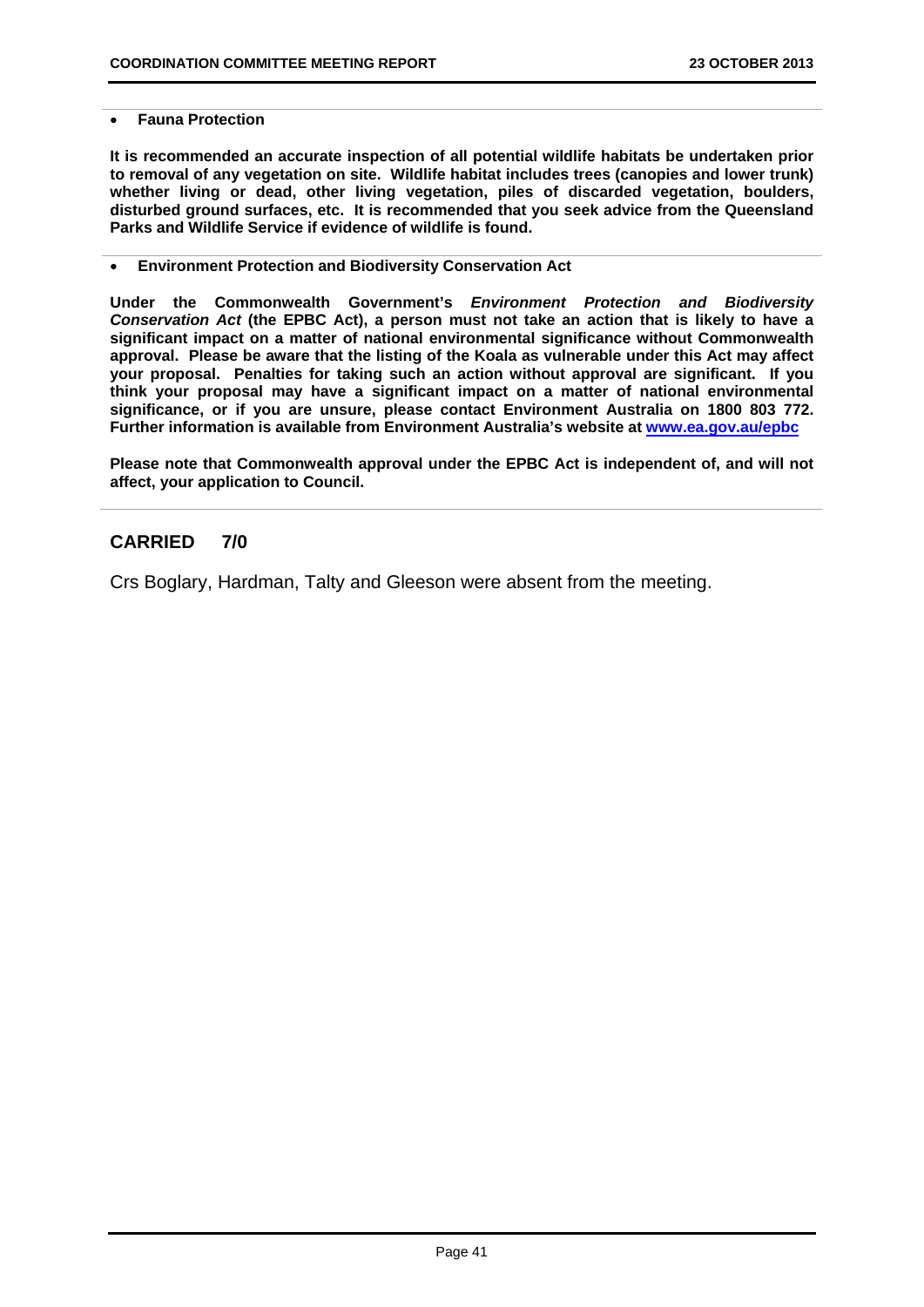- **Fauna Protection**

**It is recommended an accurate inspection of all potential wildlife habitats be undertaken prior to removal of any vegetation on site. Wildlife habitat includes trees (canopies and lower trunk) whether living or dead, other living vegetation, piles of discarded vegetation, boulders, disturbed ground surfaces, etc. It is recommended that you seek advice from the Queensland Parks and Wildlife Service if evidence of wildlife is found.**

- **Environment Protection and Biodiversity Conservation Act**

**Under the Commonwealth Government's *Environment Protection and Biodiversity Conservation Act* (the EPBC Act), a person must not take an action that is likely to have a significant impact on a matter of national environmental significance without Commonwealth approval. Please be aware that the listing of the Koala as vulnerable under this Act may affect your proposal. Penalties for taking such an action without approval are significant. If you think your proposal may have a significant impact on a matter of national environmental significance, or if you are unsure, please contact Environment Australia on 1800 803 772. Further information is available from Environment Australia's website at [www.ea.gov.au/epbc](http://www.ea.gov.au/epbc)**

**Please note that Commonwealth approval under the EPBC Act is independent of, and will not affect, your application to Council.**

## CARRIED 7/0

Crs Boglary, Hardman, Talty and Gleeson were absent from the meeting.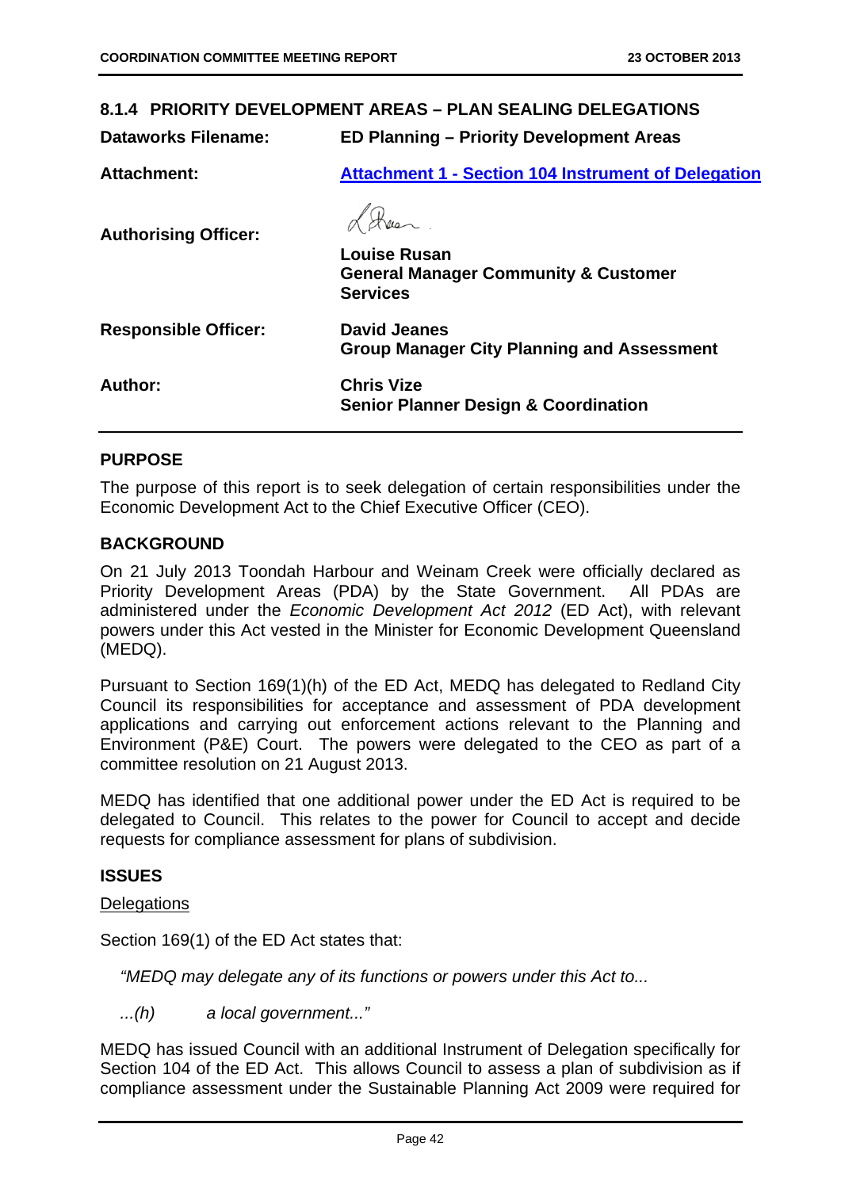## 8.1.4 PRIORITY DEVELOPMENT AREAS – PLAN SEALING DELEGATIONS

| | |
|---|---|
| **Dataworks Filename:** | **ED Planning – Priority Development Areas** |
| **Attachment:** | **Attachment 1 - Section 104 Instrument of Delegation** |
| **Authorising Officer:** | **Louise Rusan**<br>**General Manager Community & Customer Services** |
| **Responsible Officer:** | **David Jeanes**<br>**Group Manager City Planning and Assessment** |
| **Author:** | **Chris Vize**<br>**Senior Planner Design & Coordination** |

### PURPOSE

The purpose of this report is to seek delegation of certain responsibilities under the Economic Development Act to the Chief Executive Officer (CEO).

### BACKGROUND

On 21 July 2013 Toondah Harbour and Weinam Creek were officially declared as Priority Development Areas (PDA) by the State Government. All PDAs are administered under the *Economic Development Act 2012* (ED Act), with relevant powers under this Act vested in the Minister for Economic Development Queensland (MEDQ).

Pursuant to Section 169(1)(h) of the ED Act, MEDQ has delegated to Redland City Council its responsibilities for acceptance and assessment of PDA development applications and carrying out enforcement actions relevant to the Planning and Environment (P&E) Court. The powers were delegated to the CEO as part of a committee resolution on 21 August 2013.

MEDQ has identified that one additional power under the ED Act is required to be delegated to Council. This relates to the power for Council to accept and decide requests for compliance assessment for plans of subdivision.

### ISSUES

Delegations

Section 169(1) of the ED Act states that:

*"MEDQ may delegate any of its functions or powers under this Act to...*

*...(h) a local government..."*

MEDQ has issued Council with an additional Instrument of Delegation specifically for Section 104 of the ED Act. This allows Council to assess a plan of subdivision as if compliance assessment under the Sustainable Planning Act 2009 were required for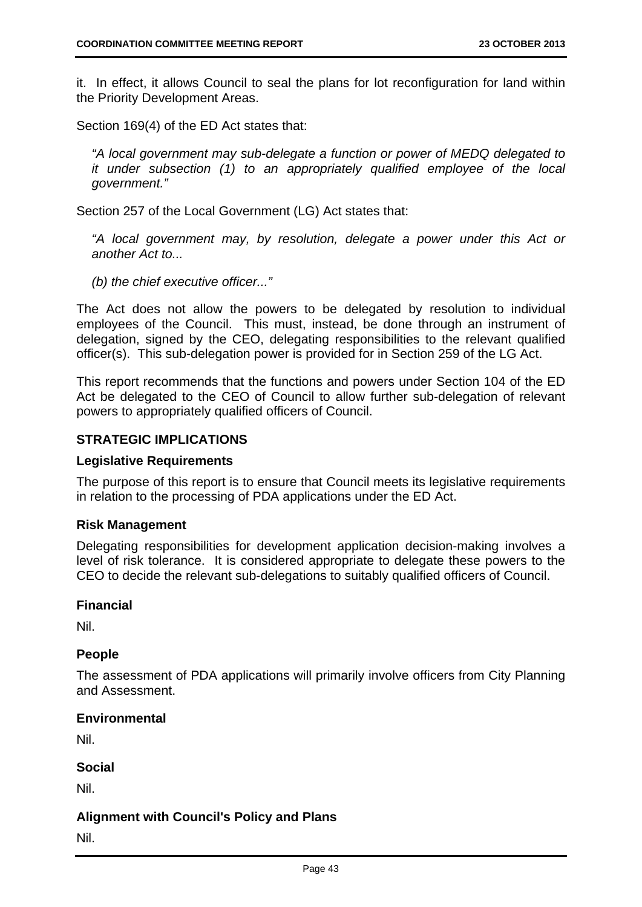it. In effect, it allows Council to seal the plans for lot reconfiguration for land within the Priority Development Areas.

Section 169(4) of the ED Act states that:

> *"A local government may sub-delegate a function or power of MEDQ delegated to it under subsection (1) to an appropriately qualified employee of the local government."*

Section 257 of the Local Government (LG) Act states that:

> *"A local government may, by resolution, delegate a power under this Act or another Act to...*
>
> *(b) the chief executive officer..."*

The Act does not allow the powers to be delegated by resolution to individual employees of the Council. This must, instead, be done through an instrument of delegation, signed by the CEO, delegating responsibilities to the relevant qualified officer(s). This sub-delegation power is provided for in Section 259 of the LG Act.

This report recommends that the functions and powers under Section 104 of the ED Act be delegated to the CEO of Council to allow further sub-delegation of relevant powers to appropriately qualified officers of Council.

## STRATEGIC IMPLICATIONS

### Legislative Requirements

The purpose of this report is to ensure that Council meets its legislative requirements in relation to the processing of PDA applications under the ED Act.

### Risk Management

Delegating responsibilities for development application decision-making involves a level of risk tolerance. It is considered appropriate to delegate these powers to the CEO to decide the relevant sub-delegations to suitably qualified officers of Council.

### Financial

Nil.

### People

The assessment of PDA applications will primarily involve officers from City Planning and Assessment.

### Environmental

Nil.

### Social

Nil.

### Alignment with Council's Policy and Plans

Nil.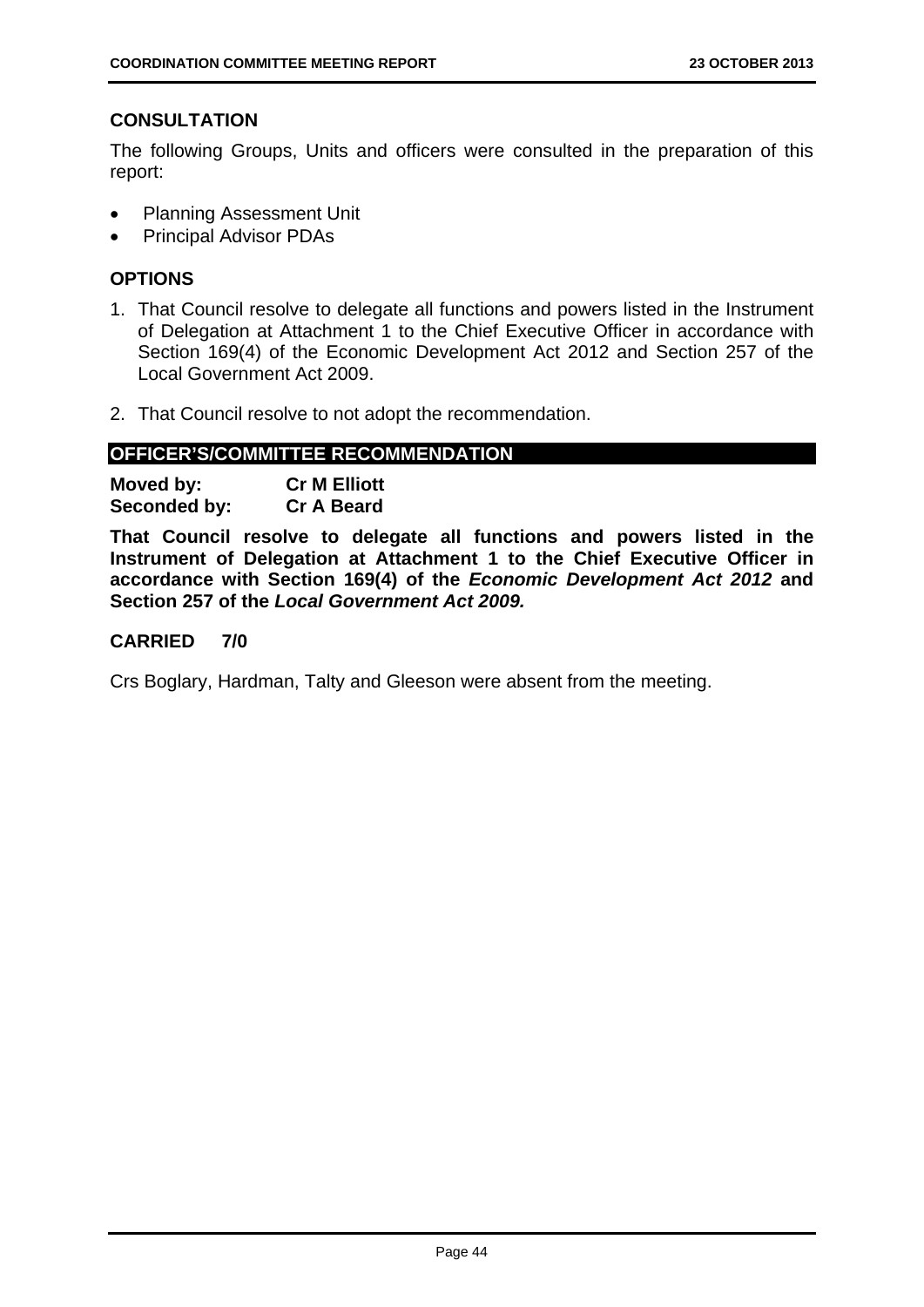## CONSULTATION

The following Groups, Units and officers were consulted in the preparation of this report:

- Planning Assessment Unit
- Principal Advisor PDAs

## OPTIONS

1. That Council resolve to delegate all functions and powers listed in the Instrument of Delegation at Attachment 1 to the Chief Executive Officer in accordance with Section 169(4) of the Economic Development Act 2012 and Section 257 of the Local Government Act 2009.

2. That Council resolve to not adopt the recommendation.

## OFFICER'S/COMMITTEE RECOMMENDATION

**Moved by:** **Cr M Elliott**
**Seconded by:** **Cr A Beard**

**That Council resolve to delegate all functions and powers listed in the Instrument of Delegation at Attachment 1 to the Chief Executive Officer in accordance with Section 169(4) of the *Economic Development Act 2012* and Section 257 of the *Local Government Act 2009.***

**CARRIED 7/0**

Crs Boglary, Hardman, Talty and Gleeson were absent from the meeting.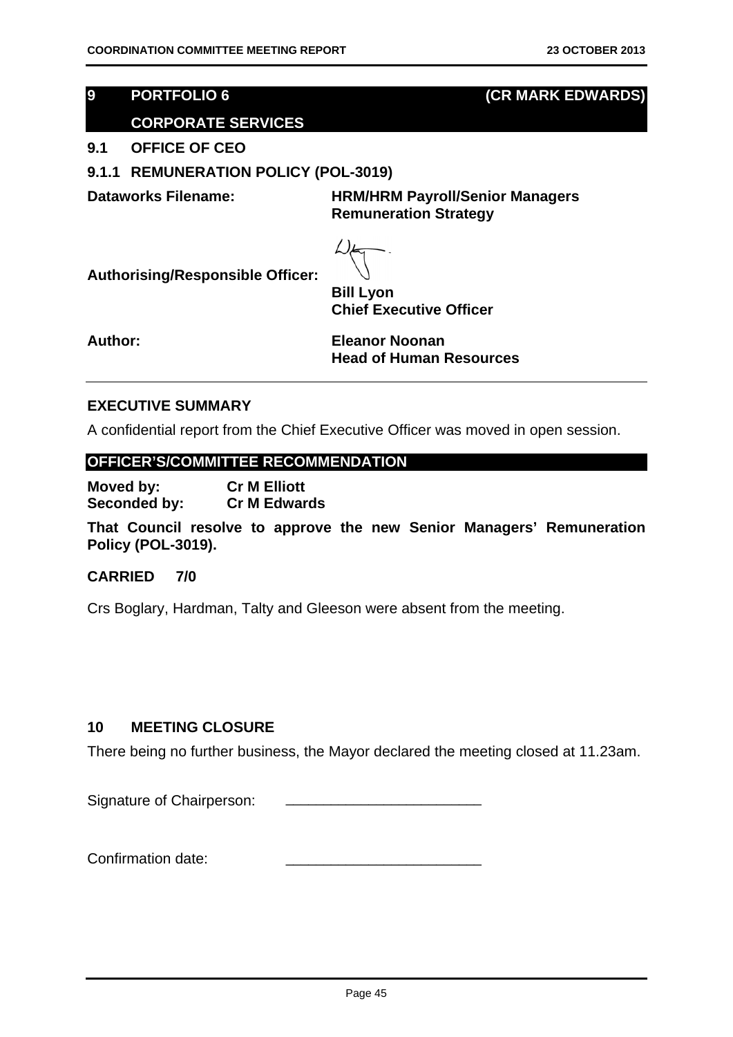## 9 PORTFOLIO 6 (CR MARK EDWARDS)

## CORPORATE SERVICES

### 9.1 OFFICE OF CEO

### 9.1.1 REMUNERATION POLICY (POL-3019)

**Dataworks Filename:** **HRM/HRM Payroll/Senior Managers Remuneration Strategy**

**Authorising/Responsible Officer:** **Bill Lyon**
**Chief Executive Officer**

**Author:** **Eleanor Noonan**
**Head of Human Resources**

---

**EXECUTIVE SUMMARY**

A confidential report from the Chief Executive Officer was moved in open session.

**OFFICER'S/COMMITTEE RECOMMENDATION**

**Moved by:** **Cr M Elliott**
**Seconded by:** **Cr M Edwards**

**That Council resolve to approve the new Senior Managers' Remuneration Policy (POL-3019).**

**CARRIED 7/0**

Crs Boglary, Hardman, Talty and Gleeson were absent from the meeting.

## 10 MEETING CLOSURE

There being no further business, the Mayor declared the meeting closed at 11.23am.

Signature of Chairperson: ________________________

Confirmation date: ________________________